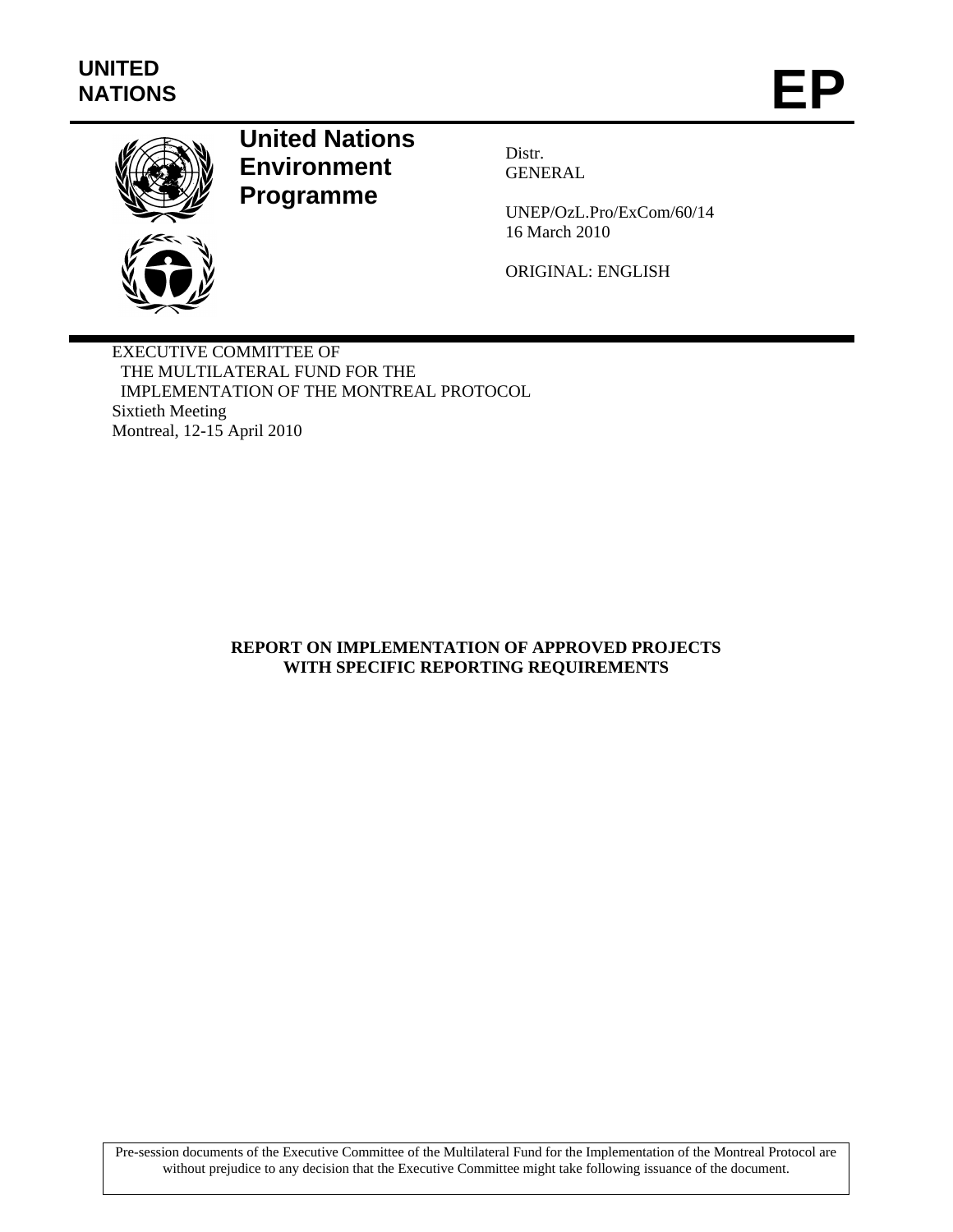UNITED NATIONS

# EP

**United Nations Environment Programme**

Distr.
GENERAL

UNEP/OzL.Pro/ExCom/60/14
16 March 2010

ORIGINAL: ENGLISH

EXECUTIVE COMMITTEE OF
THE MULTILATERAL FUND FOR THE
IMPLEMENTATION OF THE MONTREAL PROTOCOL
Sixtieth Meeting
Montreal, 12-15 April 2010

## REPORT ON IMPLEMENTATION OF APPROVED PROJECTS WITH SPECIFIC REPORTING REQUIREMENTS

Pre-session documents of the Executive Committee of the Multilateral Fund for the Implementation of the Montreal Protocol are without prejudice to any decision that the Executive Committee might take following issuance of the document.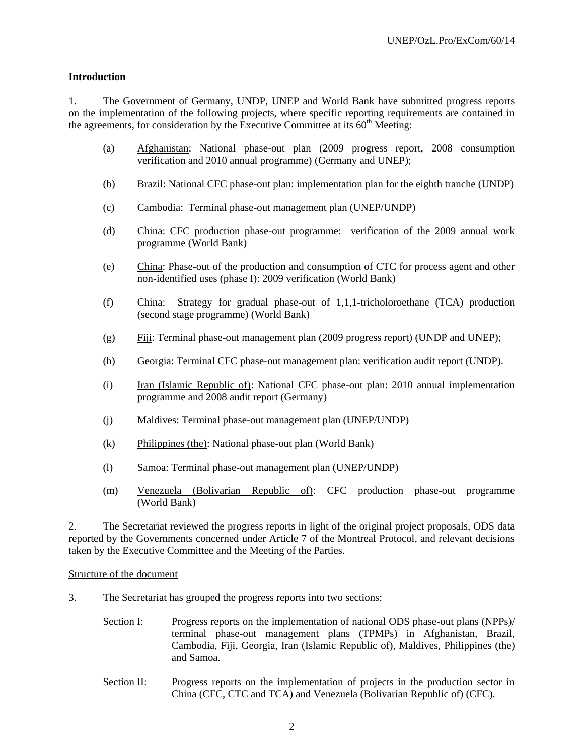## Introduction

1. The Government of Germany, UNDP, UNEP and World Bank have submitted progress reports on the implementation of the following projects, where specific reporting requirements are contained in the agreements, for consideration by the Executive Committee at its 60th Meeting:

   (a) Afghanistan: National phase-out plan (2009 progress report, 2008 consumption verification and 2010 annual programme) (Germany and UNEP);

   (b) Brazil: National CFC phase-out plan: implementation plan for the eighth tranche (UNDP)

   (c) Cambodia: Terminal phase-out management plan (UNEP/UNDP)

   (d) China: CFC production phase-out programme: verification of the 2009 annual work programme (World Bank)

   (e) China: Phase-out of the production and consumption of CTC for process agent and other non-identified uses (phase I): 2009 verification (World Bank)

   (f) China: Strategy for gradual phase-out of 1,1,1-tricholoroethane (TCA) production (second stage programme) (World Bank)

   (g) Fiji: Terminal phase-out management plan (2009 progress report) (UNDP and UNEP);

   (h) Georgia: Terminal CFC phase-out management plan: verification audit report (UNDP).

   (i) Iran (Islamic Republic of): National CFC phase-out plan: 2010 annual implementation programme and 2008 audit report (Germany)

   (j) Maldives: Terminal phase-out management plan (UNEP/UNDP)

   (k) Philippines (the): National phase-out plan (World Bank)

   (l) Samoa: Terminal phase-out management plan (UNEP/UNDP)

   (m) Venezuela (Bolivarian Republic of): CFC production phase-out programme (World Bank)

2. The Secretariat reviewed the progress reports in light of the original project proposals, ODS data reported by the Governments concerned under Article 7 of the Montreal Protocol, and relevant decisions taken by the Executive Committee and the Meeting of the Parties.

Structure of the document

3. The Secretariat has grouped the progress reports into two sections:

   Section I: Progress reports on the implementation of national ODS phase-out plans (NPPs)/ terminal phase-out management plans (TPMPs) in Afghanistan, Brazil, Cambodia, Fiji, Georgia, Iran (Islamic Republic of), Maldives, Philippines (the) and Samoa.

   Section II: Progress reports on the implementation of projects in the production sector in China (CFC, CTC and TCA) and Venezuela (Bolivarian Republic of) (CFC).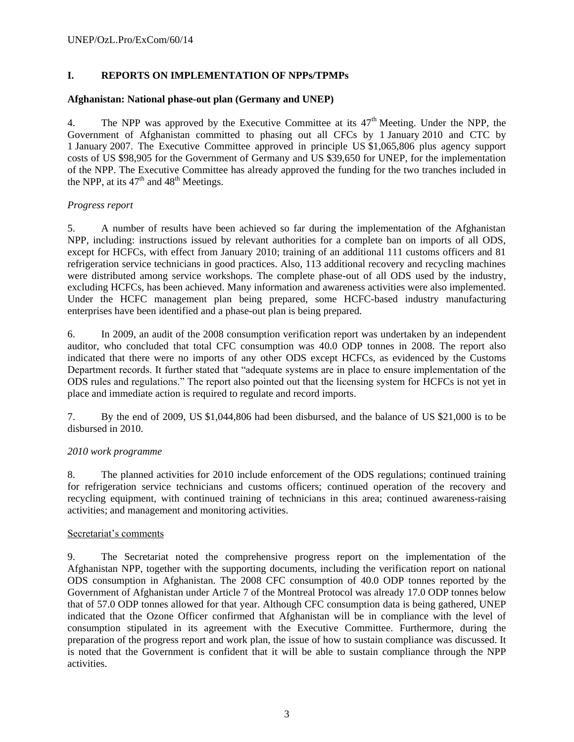## I. REPORTS ON IMPLEMENTATION OF NPPs/TPMPs

### Afghanistan: National phase-out plan (Germany and UNEP)

4. The NPP was approved by the Executive Committee at its 47th Meeting. Under the NPP, the Government of Afghanistan committed to phasing out all CFCs by 1 January 2010 and CTC by 1 January 2007. The Executive Committee approved in principle US $1,065,806 plus agency support costs of US $98,905 for the Government of Germany and US $39,650 for UNEP, for the implementation of the NPP. The Executive Committee has already approved the funding for the two tranches included in the NPP, at its 47th and 48th Meetings.

*Progress report*

5. A number of results have been achieved so far during the implementation of the Afghanistan NPP, including: instructions issued by relevant authorities for a complete ban on imports of all ODS, except for HCFCs, with effect from January 2010; training of an additional 111 customs officers and 81 refrigeration service technicians in good practices. Also, 113 additional recovery and recycling machines were distributed among service workshops. The complete phase-out of all ODS used by the industry, excluding HCFCs, has been achieved. Many information and awareness activities were also implemented. Under the HCFC management plan being prepared, some HCFC-based industry manufacturing enterprises have been identified and a phase-out plan is being prepared.

6. In 2009, an audit of the 2008 consumption verification report was undertaken by an independent auditor, who concluded that total CFC consumption was 40.0 ODP tonnes in 2008. The report also indicated that there were no imports of any other ODS except HCFCs, as evidenced by the Customs Department records. It further stated that "adequate systems are in place to ensure implementation of the ODS rules and regulations." The report also pointed out that the licensing system for HCFCs is not yet in place and immediate action is required to regulate and record imports.

7. By the end of 2009, US $1,044,806 had been disbursed, and the balance of US $21,000 is to be disbursed in 2010.

*2010 work programme*

8. The planned activities for 2010 include enforcement of the ODS regulations; continued training for refrigeration service technicians and customs officers; continued operation of the recovery and recycling equipment, with continued training of technicians in this area; continued awareness-raising activities; and management and monitoring activities.

Secretariat's comments

9. The Secretariat noted the comprehensive progress report on the implementation of the Afghanistan NPP, together with the supporting documents, including the verification report on national ODS consumption in Afghanistan. The 2008 CFC consumption of 40.0 ODP tonnes reported by the Government of Afghanistan under Article 7 of the Montreal Protocol was already 17.0 ODP tonnes below that of 57.0 ODP tonnes allowed for that year. Although CFC consumption data is being gathered, UNEP indicated that the Ozone Officer confirmed that Afghanistan will be in compliance with the level of consumption stipulated in its agreement with the Executive Committee. Furthermore, during the preparation of the progress report and work plan, the issue of how to sustain compliance was discussed. It is noted that the Government is confident that it will be able to sustain compliance through the NPP activities.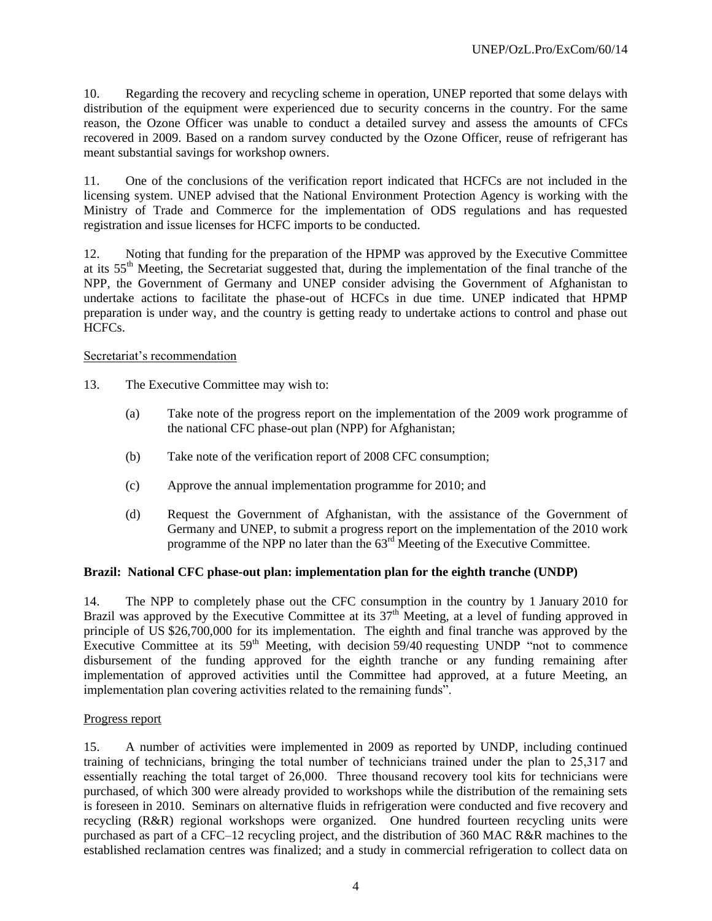10. Regarding the recovery and recycling scheme in operation, UNEP reported that some delays with distribution of the equipment were experienced due to security concerns in the country. For the same reason, the Ozone Officer was unable to conduct a detailed survey and assess the amounts of CFCs recovered in 2009. Based on a random survey conducted by the Ozone Officer, reuse of refrigerant has meant substantial savings for workshop owners.

11. One of the conclusions of the verification report indicated that HCFCs are not included in the licensing system. UNEP advised that the National Environment Protection Agency is working with the Ministry of Trade and Commerce for the implementation of ODS regulations and has requested registration and issue licenses for HCFC imports to be conducted.

12. Noting that funding for the preparation of the HPMP was approved by the Executive Committee at its 55th Meeting, the Secretariat suggested that, during the implementation of the final tranche of the NPP, the Government of Germany and UNEP consider advising the Government of Afghanistan to undertake actions to facilitate the phase-out of HCFCs in due time. UNEP indicated that HPMP preparation is under way, and the country is getting ready to undertake actions to control and phase out HCFCs.

Secretariat's recommendation

13. The Executive Committee may wish to:

(a) Take note of the progress report on the implementation of the 2009 work programme of the national CFC phase-out plan (NPP) for Afghanistan;

(b) Take note of the verification report of 2008 CFC consumption;

(c) Approve the annual implementation programme for 2010; and

(d) Request the Government of Afghanistan, with the assistance of the Government of Germany and UNEP, to submit a progress report on the implementation of the 2010 work programme of the NPP no later than the 63rd Meeting of the Executive Committee.

**Brazil: National CFC phase-out plan: implementation plan for the eighth tranche (UNDP)**

14. The NPP to completely phase out the CFC consumption in the country by 1 January 2010 for Brazil was approved by the Executive Committee at its 37th Meeting, at a level of funding approved in principle of US $26,700,000 for its implementation. The eighth and final tranche was approved by the Executive Committee at its 59th Meeting, with decision 59/40 requesting UNDP "not to commence disbursement of the funding approved for the eighth tranche or any funding remaining after implementation of approved activities until the Committee had approved, at a future Meeting, an implementation plan covering activities related to the remaining funds".

Progress report

15. A number of activities were implemented in 2009 as reported by UNDP, including continued training of technicians, bringing the total number of technicians trained under the plan to 25,317 and essentially reaching the total target of 26,000. Three thousand recovery tool kits for technicians were purchased, of which 300 were already provided to workshops while the distribution of the remaining sets is foreseen in 2010. Seminars on alternative fluids in refrigeration were conducted and five recovery and recycling (R&R) regional workshops were organized. One hundred fourteen recycling units were purchased as part of a CFC–12 recycling project, and the distribution of 360 MAC R&R machines to the established reclamation centres was finalized; and a study in commercial refrigeration to collect data on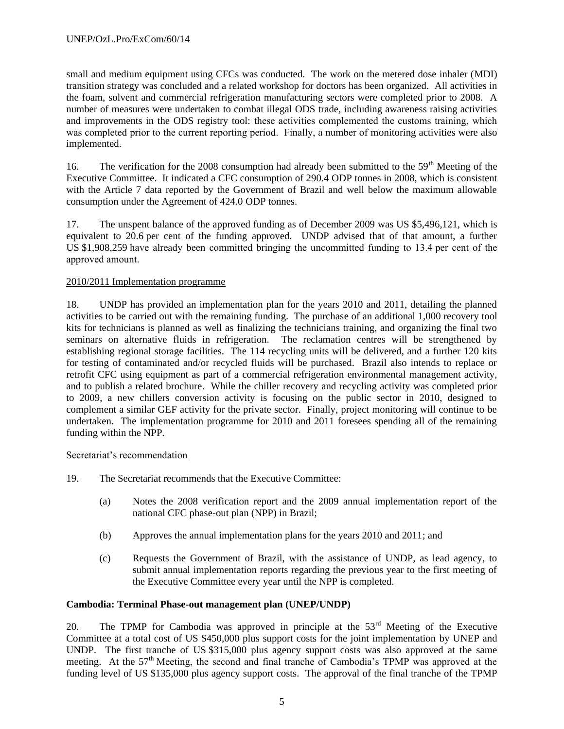small and medium equipment using CFCs was conducted. The work on the metered dose inhaler (MDI) transition strategy was concluded and a related workshop for doctors has been organized. All activities in the foam, solvent and commercial refrigeration manufacturing sectors were completed prior to 2008. A number of measures were undertaken to combat illegal ODS trade, including awareness raising activities and improvements in the ODS registry tool: these activities complemented the customs training, which was completed prior to the current reporting period. Finally, a number of monitoring activities were also implemented.

16. The verification for the 2008 consumption had already been submitted to the 59th Meeting of the Executive Committee. It indicated a CFC consumption of 290.4 ODP tonnes in 2008, which is consistent with the Article 7 data reported by the Government of Brazil and well below the maximum allowable consumption under the Agreement of 424.0 ODP tonnes.

17. The unspent balance of the approved funding as of December 2009 was US $5,496,121, which is equivalent to 20.6 per cent of the funding approved. UNDP advised that of that amount, a further US $1,908,259 have already been committed bringing the uncommitted funding to 13.4 per cent of the approved amount.

<u>2010/2011 Implementation programme</u>

18. UNDP has provided an implementation plan for the years 2010 and 2011, detailing the planned activities to be carried out with the remaining funding. The purchase of an additional 1,000 recovery tool kits for technicians is planned as well as finalizing the technicians training, and organizing the final two seminars on alternative fluids in refrigeration. The reclamation centres will be strengthened by establishing regional storage facilities. The 114 recycling units will be delivered, and a further 120 kits for testing of contaminated and/or recycled fluids will be purchased. Brazil also intends to replace or retrofit CFC using equipment as part of a commercial refrigeration environmental management activity, and to publish a related brochure. While the chiller recovery and recycling activity was completed prior to 2009, a new chillers conversion activity is focusing on the public sector in 2010, designed to complement a similar GEF activity for the private sector. Finally, project monitoring will continue to be undertaken. The implementation programme for 2010 and 2011 foresees spending all of the remaining funding within the NPP.

<u>Secretariat's recommendation</u>

19. The Secretariat recommends that the Executive Committee:

(a) Notes the 2008 verification report and the 2009 annual implementation report of the national CFC phase-out plan (NPP) in Brazil;

(b) Approves the annual implementation plans for the years 2010 and 2011; and

(c) Requests the Government of Brazil, with the assistance of UNDP, as lead agency, to submit annual implementation reports regarding the previous year to the first meeting of the Executive Committee every year until the NPP is completed.

**Cambodia: Terminal Phase-out management plan (UNEP/UNDP)**

20. The TPMP for Cambodia was approved in principle at the 53rd Meeting of the Executive Committee at a total cost of US $450,000 plus support costs for the joint implementation by UNEP and UNDP. The first tranche of US $315,000 plus agency support costs was also approved at the same meeting. At the 57th Meeting, the second and final tranche of Cambodia's TPMP was approved at the funding level of US $135,000 plus agency support costs. The approval of the final tranche of the TPMP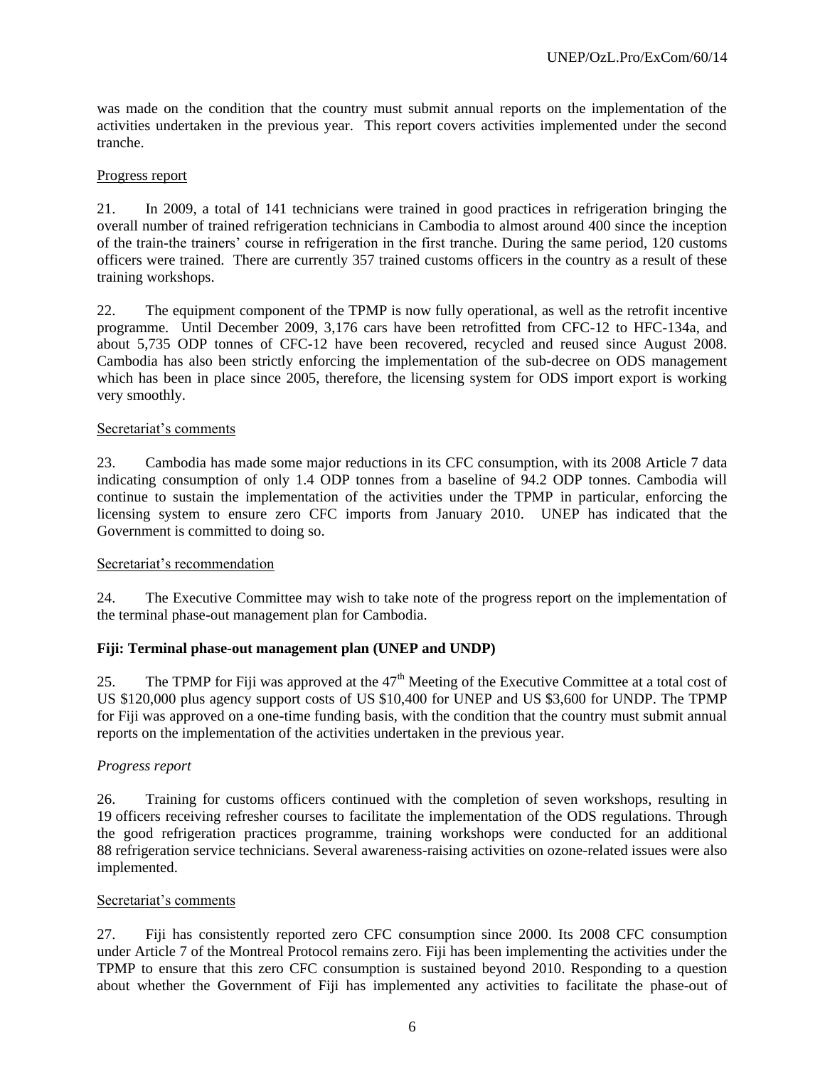was made on the condition that the country must submit annual reports on the implementation of the activities undertaken in the previous year. This report covers activities implemented under the second tranche.

Progress report

21. In 2009, a total of 141 technicians were trained in good practices in refrigeration bringing the overall number of trained refrigeration technicians in Cambodia to almost around 400 since the inception of the train-the trainers' course in refrigeration in the first tranche. During the same period, 120 customs officers were trained. There are currently 357 trained customs officers in the country as a result of these training workshops.

22. The equipment component of the TPMP is now fully operational, as well as the retrofit incentive programme. Until December 2009, 3,176 cars have been retrofitted from CFC-12 to HFC-134a, and about 5,735 ODP tonnes of CFC-12 have been recovered, recycled and reused since August 2008. Cambodia has also been strictly enforcing the implementation of the sub-decree on ODS management which has been in place since 2005, therefore, the licensing system for ODS import export is working very smoothly.

Secretariat's comments

23. Cambodia has made some major reductions in its CFC consumption, with its 2008 Article 7 data indicating consumption of only 1.4 ODP tonnes from a baseline of 94.2 ODP tonnes. Cambodia will continue to sustain the implementation of the activities under the TPMP in particular, enforcing the licensing system to ensure zero CFC imports from January 2010. UNEP has indicated that the Government is committed to doing so.

Secretariat's recommendation

24. The Executive Committee may wish to take note of the progress report on the implementation of the terminal phase-out management plan for Cambodia.

**Fiji: Terminal phase-out management plan (UNEP and UNDP)**

25. The TPMP for Fiji was approved at the 47th Meeting of the Executive Committee at a total cost of US $120,000 plus agency support costs of US $10,400 for UNEP and US $3,600 for UNDP. The TPMP for Fiji was approved on a one-time funding basis, with the condition that the country must submit annual reports on the implementation of the activities undertaken in the previous year.

*Progress report*

26. Training for customs officers continued with the completion of seven workshops, resulting in 19 officers receiving refresher courses to facilitate the implementation of the ODS regulations. Through the good refrigeration practices programme, training workshops were conducted for an additional 88 refrigeration service technicians. Several awareness-raising activities on ozone-related issues were also implemented.

Secretariat's comments

27. Fiji has consistently reported zero CFC consumption since 2000. Its 2008 CFC consumption under Article 7 of the Montreal Protocol remains zero. Fiji has been implementing the activities under the TPMP to ensure that this zero CFC consumption is sustained beyond 2010. Responding to a question about whether the Government of Fiji has implemented any activities to facilitate the phase-out of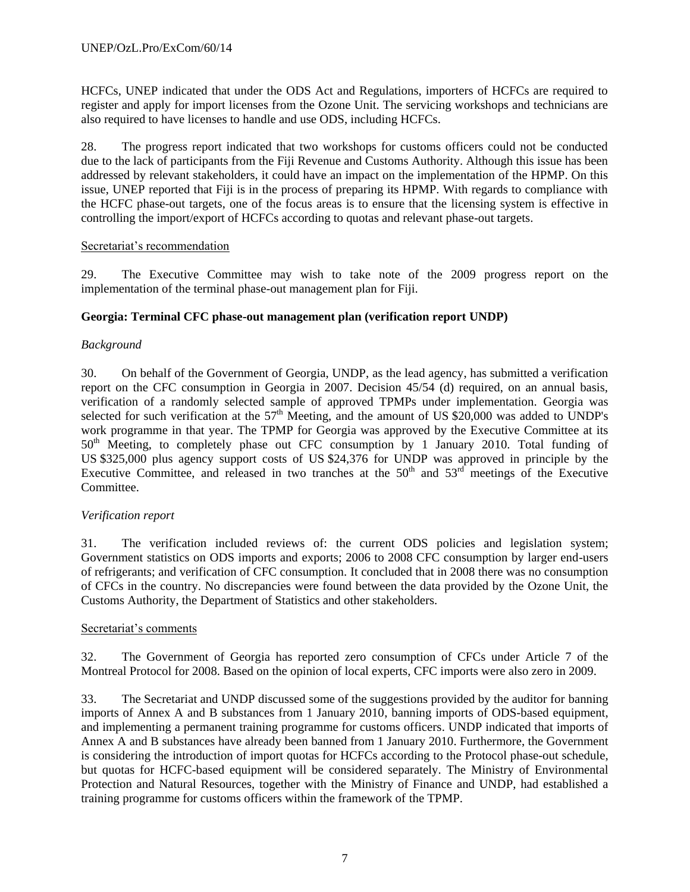HCFCs, UNEP indicated that under the ODS Act and Regulations, importers of HCFCs are required to register and apply for import licenses from the Ozone Unit. The servicing workshops and technicians are also required to have licenses to handle and use ODS, including HCFCs.

28. The progress report indicated that two workshops for customs officers could not be conducted due to the lack of participants from the Fiji Revenue and Customs Authority. Although this issue has been addressed by relevant stakeholders, it could have an impact on the implementation of the HPMP. On this issue, UNEP reported that Fiji is in the process of preparing its HPMP. With regards to compliance with the HCFC phase-out targets, one of the focus areas is to ensure that the licensing system is effective in controlling the import/export of HCFCs according to quotas and relevant phase-out targets.

Secretariat's recommendation

29. The Executive Committee may wish to take note of the 2009 progress report on the implementation of the terminal phase-out management plan for Fiji.

**Georgia: Terminal CFC phase-out management plan (verification report UNDP)**

*Background*

30. On behalf of the Government of Georgia, UNDP, as the lead agency, has submitted a verification report on the CFC consumption in Georgia in 2007. Decision 45/54 (d) required, on an annual basis, verification of a randomly selected sample of approved TPMPs under implementation. Georgia was selected for such verification at the 57th Meeting, and the amount of US $20,000 was added to UNDP's work programme in that year. The TPMP for Georgia was approved by the Executive Committee at its 50th Meeting, to completely phase out CFC consumption by 1 January 2010. Total funding of US $325,000 plus agency support costs of US $24,376 for UNDP was approved in principle by the Executive Committee, and released in two tranches at the 50th and 53rd meetings of the Executive Committee.

*Verification report*

31. The verification included reviews of: the current ODS policies and legislation system; Government statistics on ODS imports and exports; 2006 to 2008 CFC consumption by larger end-users of refrigerants; and verification of CFC consumption. It concluded that in 2008 there was no consumption of CFCs in the country. No discrepancies were found between the data provided by the Ozone Unit, the Customs Authority, the Department of Statistics and other stakeholders.

Secretariat's comments

32. The Government of Georgia has reported zero consumption of CFCs under Article 7 of the Montreal Protocol for 2008. Based on the opinion of local experts, CFC imports were also zero in 2009.

33. The Secretariat and UNDP discussed some of the suggestions provided by the auditor for banning imports of Annex A and B substances from 1 January 2010, banning imports of ODS-based equipment, and implementing a permanent training programme for customs officers. UNDP indicated that imports of Annex A and B substances have already been banned from 1 January 2010. Furthermore, the Government is considering the introduction of import quotas for HCFCs according to the Protocol phase-out schedule, but quotas for HCFC-based equipment will be considered separately. The Ministry of Environmental Protection and Natural Resources, together with the Ministry of Finance and UNDP, had established a training programme for customs officers within the framework of the TPMP.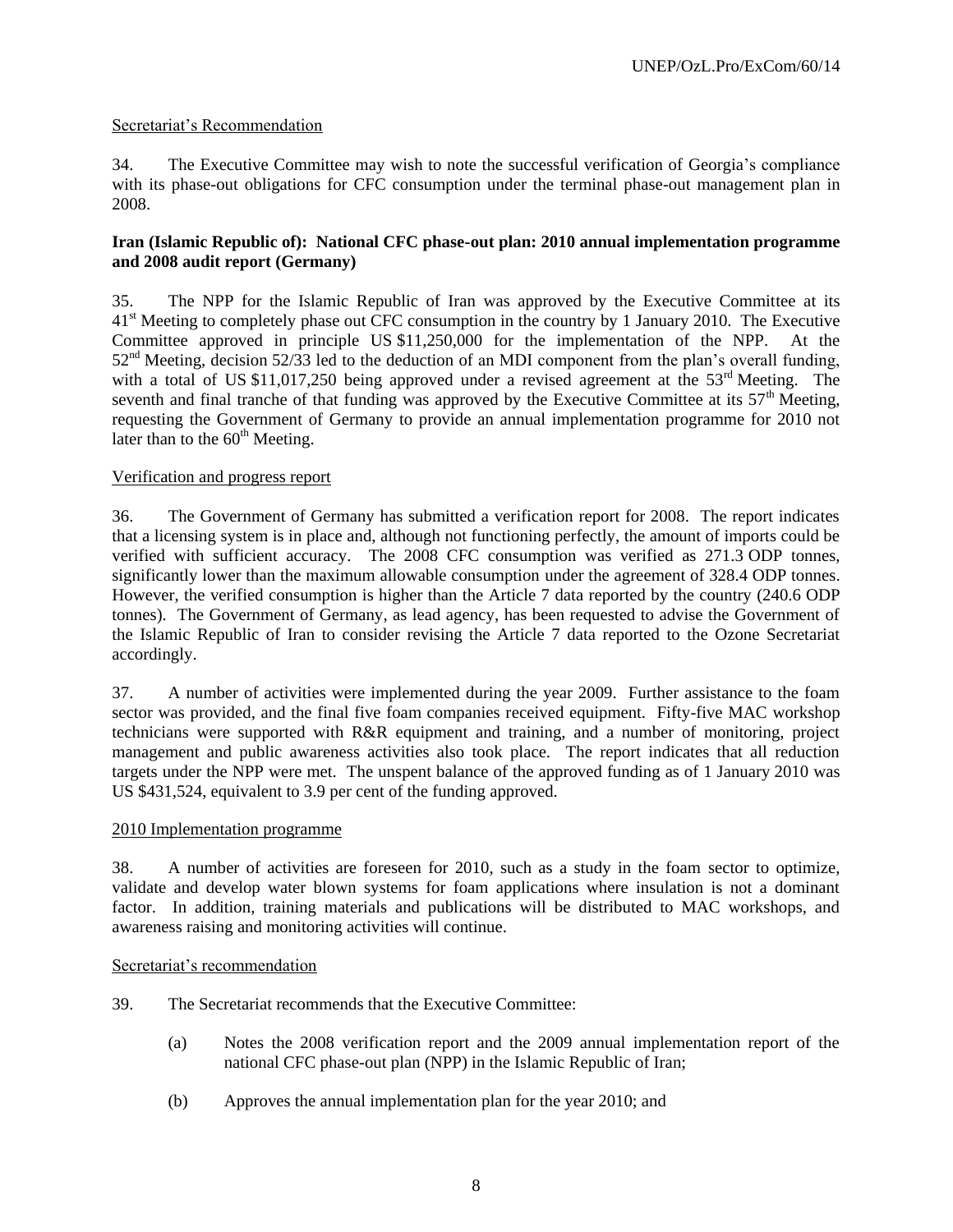Secretariat's Recommendation

34. The Executive Committee may wish to note the successful verification of Georgia's compliance with its phase-out obligations for CFC consumption under the terminal phase-out management plan in 2008.

**Iran (Islamic Republic of): National CFC phase-out plan: 2010 annual implementation programme and 2008 audit report (Germany)**

35. The NPP for the Islamic Republic of Iran was approved by the Executive Committee at its 41st Meeting to completely phase out CFC consumption in the country by 1 January 2010. The Executive Committee approved in principle US $11,250,000 for the implementation of the NPP. At the 52nd Meeting, decision 52/33 led to the deduction of an MDI component from the plan's overall funding, with a total of US $11,017,250 being approved under a revised agreement at the 53rd Meeting. The seventh and final tranche of that funding was approved by the Executive Committee at its 57th Meeting, requesting the Government of Germany to provide an annual implementation programme for 2010 not later than to the 60th Meeting.

Verification and progress report

36. The Government of Germany has submitted a verification report for 2008. The report indicates that a licensing system is in place and, although not functioning perfectly, the amount of imports could be verified with sufficient accuracy. The 2008 CFC consumption was verified as 271.3 ODP tonnes, significantly lower than the maximum allowable consumption under the agreement of 328.4 ODP tonnes. However, the verified consumption is higher than the Article 7 data reported by the country (240.6 ODP tonnes). The Government of Germany, as lead agency, has been requested to advise the Government of the Islamic Republic of Iran to consider revising the Article 7 data reported to the Ozone Secretariat accordingly.

37. A number of activities were implemented during the year 2009. Further assistance to the foam sector was provided, and the final five foam companies received equipment. Fifty-five MAC workshop technicians were supported with R&R equipment and training, and a number of monitoring, project management and public awareness activities also took place. The report indicates that all reduction targets under the NPP were met. The unspent balance of the approved funding as of 1 January 2010 was US $431,524, equivalent to 3.9 per cent of the funding approved.

2010 Implementation programme

38. A number of activities are foreseen for 2010, such as a study in the foam sector to optimize, validate and develop water blown systems for foam applications where insulation is not a dominant factor. In addition, training materials and publications will be distributed to MAC workshops, and awareness raising and monitoring activities will continue.

Secretariat's recommendation

39. The Secretariat recommends that the Executive Committee:

(a) Notes the 2008 verification report and the 2009 annual implementation report of the national CFC phase-out plan (NPP) in the Islamic Republic of Iran;

(b) Approves the annual implementation plan for the year 2010; and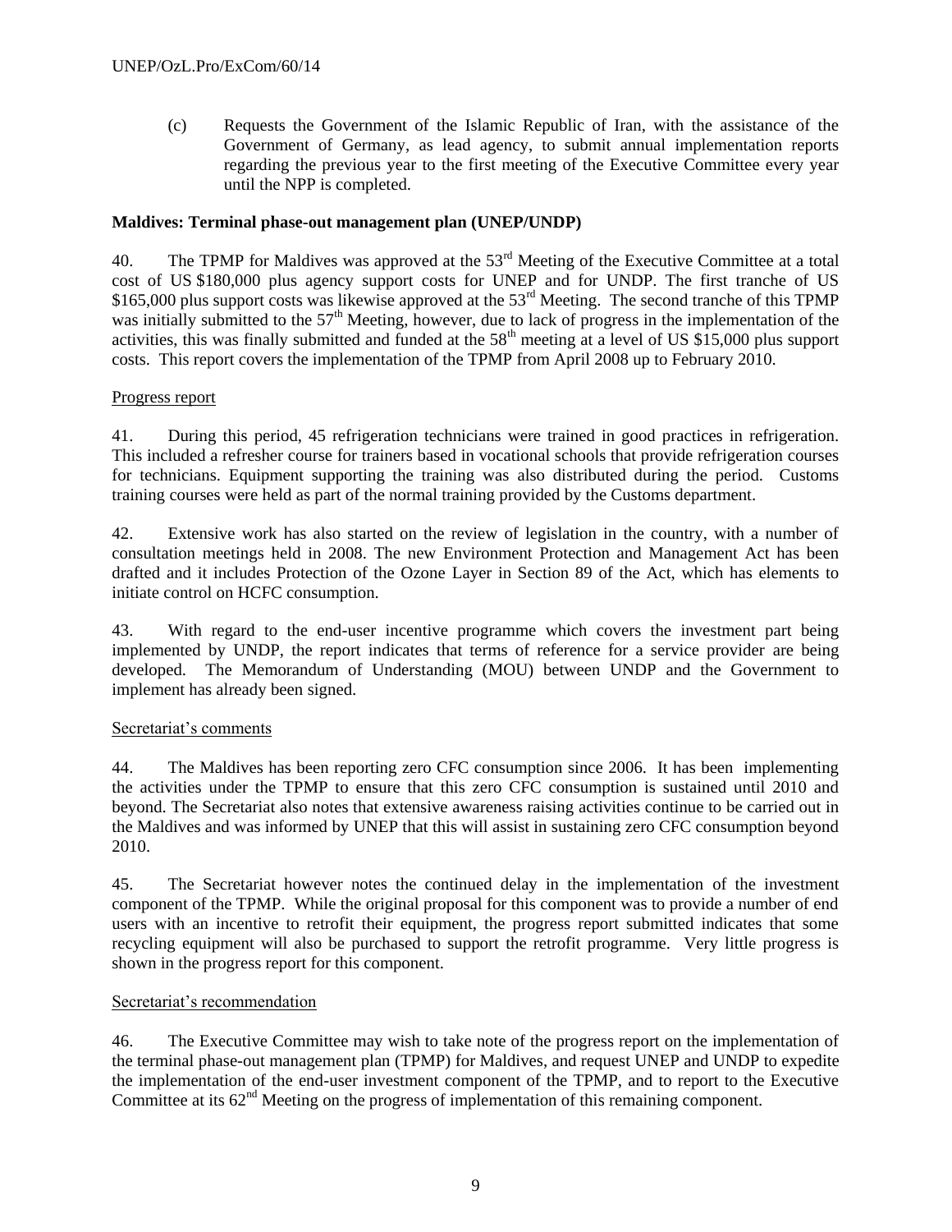(c) Requests the Government of the Islamic Republic of Iran, with the assistance of the Government of Germany, as lead agency, to submit annual implementation reports regarding the previous year to the first meeting of the Executive Committee every year until the NPP is completed.

**Maldives: Terminal phase-out management plan (UNEP/UNDP)**

40. The TPMP for Maldives was approved at the 53rd Meeting of the Executive Committee at a total cost of US $180,000 plus agency support costs for UNEP and for UNDP. The first tranche of US $165,000 plus support costs was likewise approved at the 53rd Meeting. The second tranche of this TPMP was initially submitted to the 57th Meeting, however, due to lack of progress in the implementation of the activities, this was finally submitted and funded at the 58th meeting at a level of US $15,000 plus support costs. This report covers the implementation of the TPMP from April 2008 up to February 2010.

Progress report

41. During this period, 45 refrigeration technicians were trained in good practices in refrigeration. This included a refresher course for trainers based in vocational schools that provide refrigeration courses for technicians. Equipment supporting the training was also distributed during the period. Customs training courses were held as part of the normal training provided by the Customs department.

42. Extensive work has also started on the review of legislation in the country, with a number of consultation meetings held in 2008. The new Environment Protection and Management Act has been drafted and it includes Protection of the Ozone Layer in Section 89 of the Act, which has elements to initiate control on HCFC consumption.

43. With regard to the end-user incentive programme which covers the investment part being implemented by UNDP, the report indicates that terms of reference for a service provider are being developed. The Memorandum of Understanding (MOU) between UNDP and the Government to implement has already been signed.

Secretariat's comments

44. The Maldives has been reporting zero CFC consumption since 2006. It has been implementing the activities under the TPMP to ensure that this zero CFC consumption is sustained until 2010 and beyond. The Secretariat also notes that extensive awareness raising activities continue to be carried out in the Maldives and was informed by UNEP that this will assist in sustaining zero CFC consumption beyond 2010.

45. The Secretariat however notes the continued delay in the implementation of the investment component of the TPMP. While the original proposal for this component was to provide a number of end users with an incentive to retrofit their equipment, the progress report submitted indicates that some recycling equipment will also be purchased to support the retrofit programme. Very little progress is shown in the progress report for this component.

Secretariat's recommendation

46. The Executive Committee may wish to take note of the progress report on the implementation of the terminal phase-out management plan (TPMP) for Maldives, and request UNEP and UNDP to expedite the implementation of the end-user investment component of the TPMP, and to report to the Executive Committee at its 62nd Meeting on the progress of implementation of this remaining component.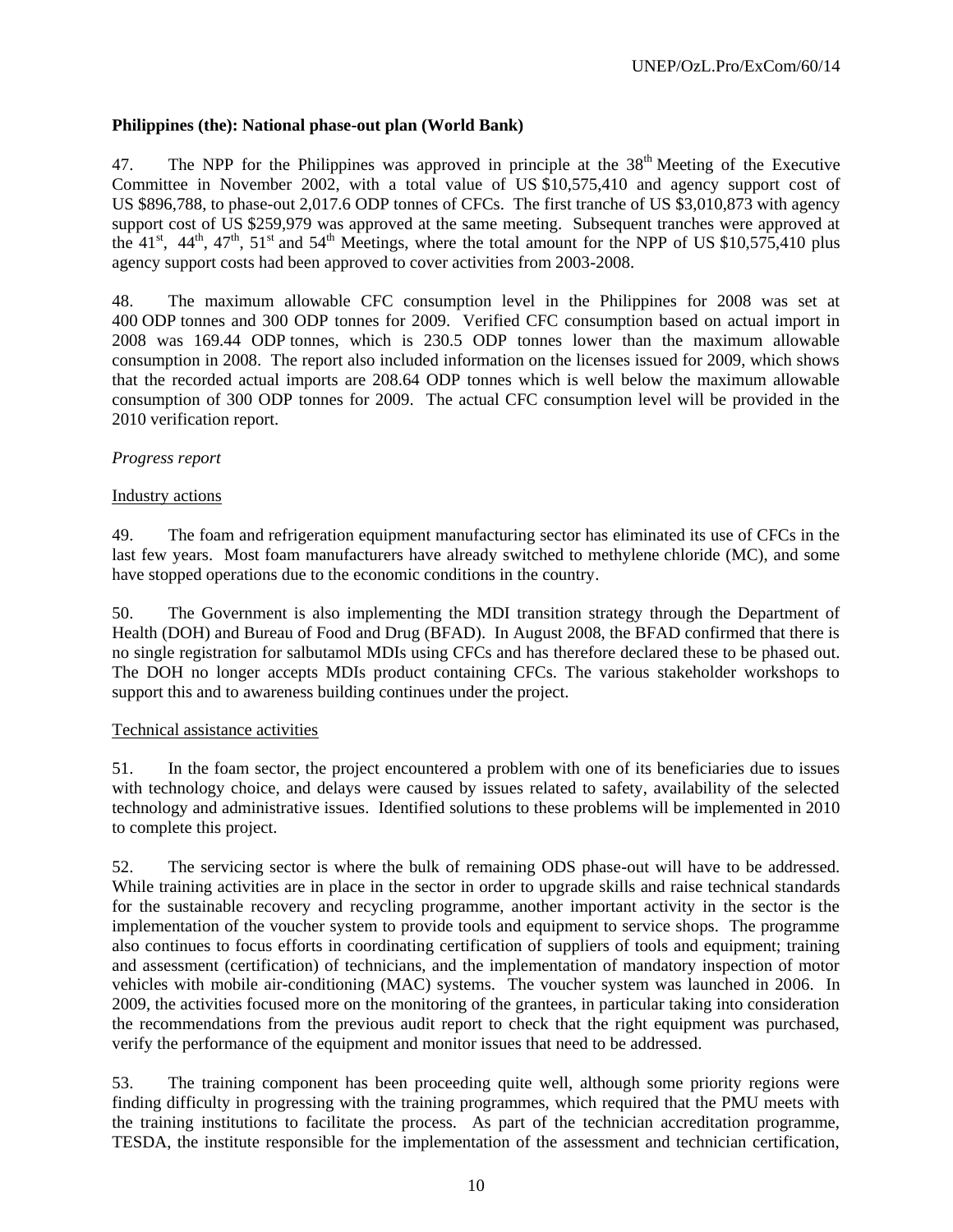**Philippines (the): National phase-out plan (World Bank)**

47. The NPP for the Philippines was approved in principle at the 38th Meeting of the Executive Committee in November 2002, with a total value of US $10,575,410 and agency support cost of US $896,788, to phase-out 2,017.6 ODP tonnes of CFCs. The first tranche of US $3,010,873 with agency support cost of US $259,979 was approved at the same meeting. Subsequent tranches were approved at the 41st, 44th, 47th, 51st and 54th Meetings, where the total amount for the NPP of US $10,575,410 plus agency support costs had been approved to cover activities from 2003-2008.

48. The maximum allowable CFC consumption level in the Philippines for 2008 was set at 400 ODP tonnes and 300 ODP tonnes for 2009. Verified CFC consumption based on actual import in 2008 was 169.44 ODP tonnes, which is 230.5 ODP tonnes lower than the maximum allowable consumption in 2008. The report also included information on the licenses issued for 2009, which shows that the recorded actual imports are 208.64 ODP tonnes which is well below the maximum allowable consumption of 300 ODP tonnes for 2009. The actual CFC consumption level will be provided in the 2010 verification report.

*Progress report*

Industry actions

49. The foam and refrigeration equipment manufacturing sector has eliminated its use of CFCs in the last few years. Most foam manufacturers have already switched to methylene chloride (MC), and some have stopped operations due to the economic conditions in the country.

50. The Government is also implementing the MDI transition strategy through the Department of Health (DOH) and Bureau of Food and Drug (BFAD). In August 2008, the BFAD confirmed that there is no single registration for salbutamol MDIs using CFCs and has therefore declared these to be phased out. The DOH no longer accepts MDIs product containing CFCs. The various stakeholder workshops to support this and to awareness building continues under the project.

Technical assistance activities

51. In the foam sector, the project encountered a problem with one of its beneficiaries due to issues with technology choice, and delays were caused by issues related to safety, availability of the selected technology and administrative issues. Identified solutions to these problems will be implemented in 2010 to complete this project.

52. The servicing sector is where the bulk of remaining ODS phase-out will have to be addressed. While training activities are in place in the sector in order to upgrade skills and raise technical standards for the sustainable recovery and recycling programme, another important activity in the sector is the implementation of the voucher system to provide tools and equipment to service shops. The programme also continues to focus efforts in coordinating certification of suppliers of tools and equipment; training and assessment (certification) of technicians, and the implementation of mandatory inspection of motor vehicles with mobile air-conditioning (MAC) systems. The voucher system was launched in 2006. In 2009, the activities focused more on the monitoring of the grantees, in particular taking into consideration the recommendations from the previous audit report to check that the right equipment was purchased, verify the performance of the equipment and monitor issues that need to be addressed.

53. The training component has been proceeding quite well, although some priority regions were finding difficulty in progressing with the training programmes, which required that the PMU meets with the training institutions to facilitate the process. As part of the technician accreditation programme, TESDA, the institute responsible for the implementation of the assessment and technician certification,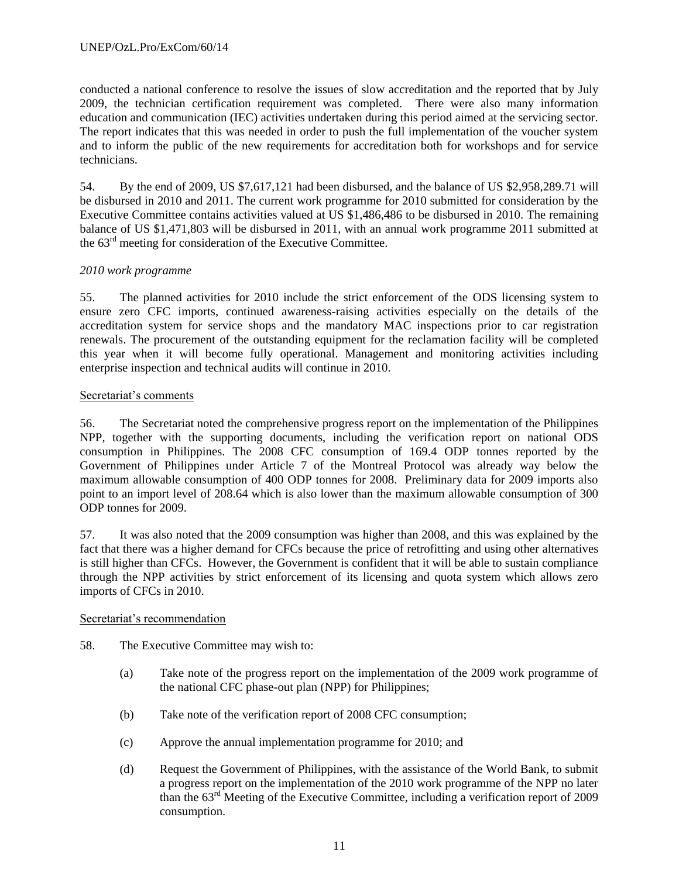conducted a national conference to resolve the issues of slow accreditation and the reported that by July 2009, the technician certification requirement was completed. There were also many information education and communication (IEC) activities undertaken during this period aimed at the servicing sector. The report indicates that this was needed in order to push the full implementation of the voucher system and to inform the public of the new requirements for accreditation both for workshops and for service technicians.

54. By the end of 2009, US $7,617,121 had been disbursed, and the balance of US $2,958,289.71 will be disbursed in 2010 and 2011. The current work programme for 2010 submitted for consideration by the Executive Committee contains activities valued at US $1,486,486 to be disbursed in 2010. The remaining balance of US $1,471,803 will be disbursed in 2011, with an annual work programme 2011 submitted at the 63rd meeting for consideration of the Executive Committee.

*2010 work programme*

55. The planned activities for 2010 include the strict enforcement of the ODS licensing system to ensure zero CFC imports, continued awareness-raising activities especially on the details of the accreditation system for service shops and the mandatory MAC inspections prior to car registration renewals. The procurement of the outstanding equipment for the reclamation facility will be completed this year when it will become fully operational. Management and monitoring activities including enterprise inspection and technical audits will continue in 2010.

Secretariat's comments

56. The Secretariat noted the comprehensive progress report on the implementation of the Philippines NPP, together with the supporting documents, including the verification report on national ODS consumption in Philippines. The 2008 CFC consumption of 169.4 ODP tonnes reported by the Government of Philippines under Article 7 of the Montreal Protocol was already way below the maximum allowable consumption of 400 ODP tonnes for 2008. Preliminary data for 2009 imports also point to an import level of 208.64 which is also lower than the maximum allowable consumption of 300 ODP tonnes for 2009.

57. It was also noted that the 2009 consumption was higher than 2008, and this was explained by the fact that there was a higher demand for CFCs because the price of retrofitting and using other alternatives is still higher than CFCs. However, the Government is confident that it will be able to sustain compliance through the NPP activities by strict enforcement of its licensing and quota system which allows zero imports of CFCs in 2010.

Secretariat's recommendation

58. The Executive Committee may wish to:

(a) Take note of the progress report on the implementation of the 2009 work programme of the national CFC phase-out plan (NPP) for Philippines;

(b) Take note of the verification report of 2008 CFC consumption;

(c) Approve the annual implementation programme for 2010; and

(d) Request the Government of Philippines, with the assistance of the World Bank, to submit a progress report on the implementation of the 2010 work programme of the NPP no later than the 63rd Meeting of the Executive Committee, including a verification report of 2009 consumption.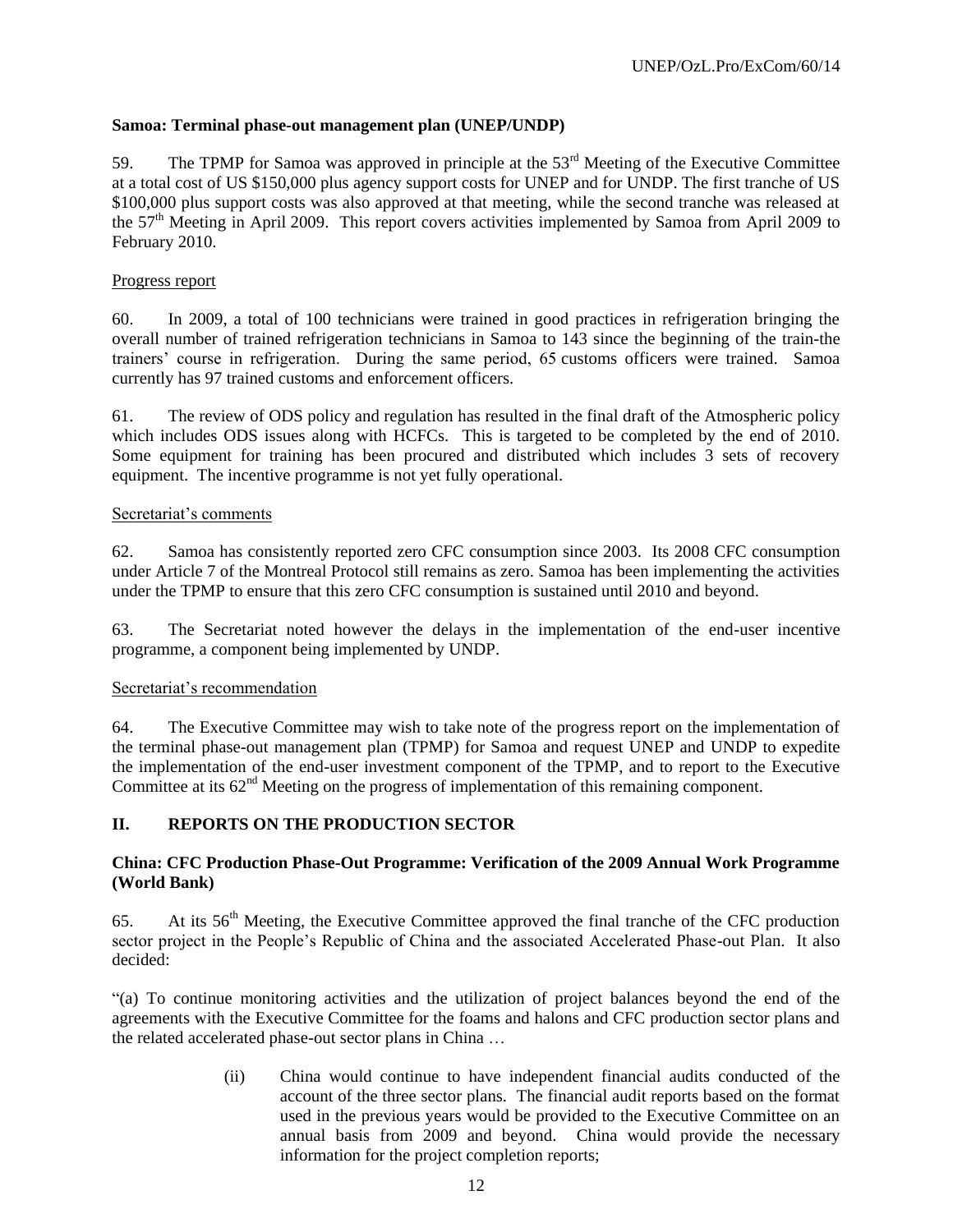**Samoa: Terminal phase-out management plan (UNEP/UNDP)**

59. The TPMP for Samoa was approved in principle at the 53rd Meeting of the Executive Committee at a total cost of US $150,000 plus agency support costs for UNEP and for UNDP. The first tranche of US $100,000 plus support costs was also approved at that meeting, while the second tranche was released at the 57th Meeting in April 2009. This report covers activities implemented by Samoa from April 2009 to February 2010.

Progress report

60. In 2009, a total of 100 technicians were trained in good practices in refrigeration bringing the overall number of trained refrigeration technicians in Samoa to 143 since the beginning of the train-the trainers' course in refrigeration. During the same period, 65 customs officers were trained. Samoa currently has 97 trained customs and enforcement officers.

61. The review of ODS policy and regulation has resulted in the final draft of the Atmospheric policy which includes ODS issues along with HCFCs. This is targeted to be completed by the end of 2010. Some equipment for training has been procured and distributed which includes 3 sets of recovery equipment. The incentive programme is not yet fully operational.

Secretariat's comments

62. Samoa has consistently reported zero CFC consumption since 2003. Its 2008 CFC consumption under Article 7 of the Montreal Protocol still remains as zero. Samoa has been implementing the activities under the TPMP to ensure that this zero CFC consumption is sustained until 2010 and beyond.

63. The Secretariat noted however the delays in the implementation of the end-user incentive programme, a component being implemented by UNDP.

Secretariat's recommendation

64. The Executive Committee may wish to take note of the progress report on the implementation of the terminal phase-out management plan (TPMP) for Samoa and request UNEP and UNDP to expedite the implementation of the end-user investment component of the TPMP, and to report to the Executive Committee at its 62nd Meeting on the progress of implementation of this remaining component.

## II. REPORTS ON THE PRODUCTION SECTOR

**China: CFC Production Phase-Out Programme: Verification of the 2009 Annual Work Programme (World Bank)**

65. At its 56th Meeting, the Executive Committee approved the final tranche of the CFC production sector project in the People's Republic of China and the associated Accelerated Phase-out Plan. It also decided:

"(a) To continue monitoring activities and the utilization of project balances beyond the end of the agreements with the Executive Committee for the foams and halons and CFC production sector plans and the related accelerated phase-out sector plans in China …

(ii) China would continue to have independent financial audits conducted of the account of the three sector plans. The financial audit reports based on the format used in the previous years would be provided to the Executive Committee on an annual basis from 2009 and beyond. China would provide the necessary information for the project completion reports;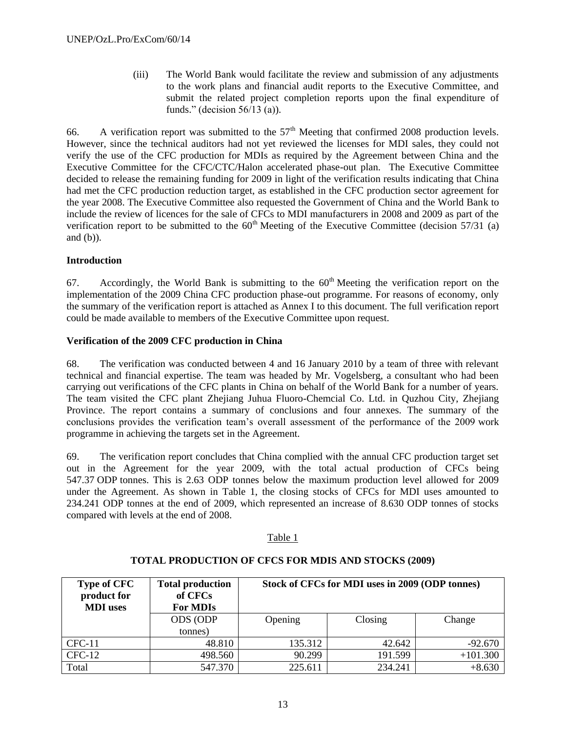(iii) The World Bank would facilitate the review and submission of any adjustments to the work plans and financial audit reports to the Executive Committee, and submit the related project completion reports upon the final expenditure of funds." (decision 56/13 (a)).

66. A verification report was submitted to the 57th Meeting that confirmed 2008 production levels. However, since the technical auditors had not yet reviewed the licenses for MDI sales, they could not verify the use of the CFC production for MDIs as required by the Agreement between China and the Executive Committee for the CFC/CTC/Halon accelerated phase-out plan. The Executive Committee decided to release the remaining funding for 2009 in light of the verification results indicating that China had met the CFC production reduction target, as established in the CFC production sector agreement for the year 2008. The Executive Committee also requested the Government of China and the World Bank to include the review of licences for the sale of CFCs to MDI manufacturers in 2008 and 2009 as part of the verification report to be submitted to the 60th Meeting of the Executive Committee (decision 57/31 (a) and (b)).

**Introduction**

67. Accordingly, the World Bank is submitting to the 60th Meeting the verification report on the implementation of the 2009 China CFC production phase-out programme. For reasons of economy, only the summary of the verification report is attached as Annex I to this document. The full verification report could be made available to members of the Executive Committee upon request.

**Verification of the 2009 CFC production in China**

68. The verification was conducted between 4 and 16 January 2010 by a team of three with relevant technical and financial expertise. The team was headed by Mr. Vogelsberg, a consultant who had been carrying out verifications of the CFC plants in China on behalf of the World Bank for a number of years. The team visited the CFC plant Zhejiang Juhua Fluoro-Chemcial Co. Ltd. in Quzhou City, Zhejiang Province. The report contains a summary of conclusions and four annexes. The summary of the conclusions provides the verification team's overall assessment of the performance of the 2009 work programme in achieving the targets set in the Agreement.

69. The verification report concludes that China complied with the annual CFC production target set out in the Agreement for the year 2009, with the total actual production of CFCs being 547.37 ODP tonnes. This is 2.63 ODP tonnes below the maximum production level allowed for 2009 under the Agreement. As shown in Table 1, the closing stocks of CFCs for MDI uses amounted to 234.241 ODP tonnes at the end of 2009, which represented an increase of 8.630 ODP tonnes of stocks compared with levels at the end of 2008.

Table 1

**TOTAL PRODUCTION OF CFCS FOR MDIS AND STOCKS (2009)**

| Type of CFC product for MDI uses | Total production of CFCs For MDIs | Stock of CFCs for MDI uses in 2009 (ODP tonnes) | | |
|---|---|---|---|---|
| | ODS (ODP tonnes) | Opening | Closing | Change |
| CFC-11 | 48.810 | 135.312 | 42.642 | -92.670 |
| CFC-12 | 498.560 | 90.299 | 191.599 | +101.300 |
| Total | 547.370 | 225.611 | 234.241 | +8.630 |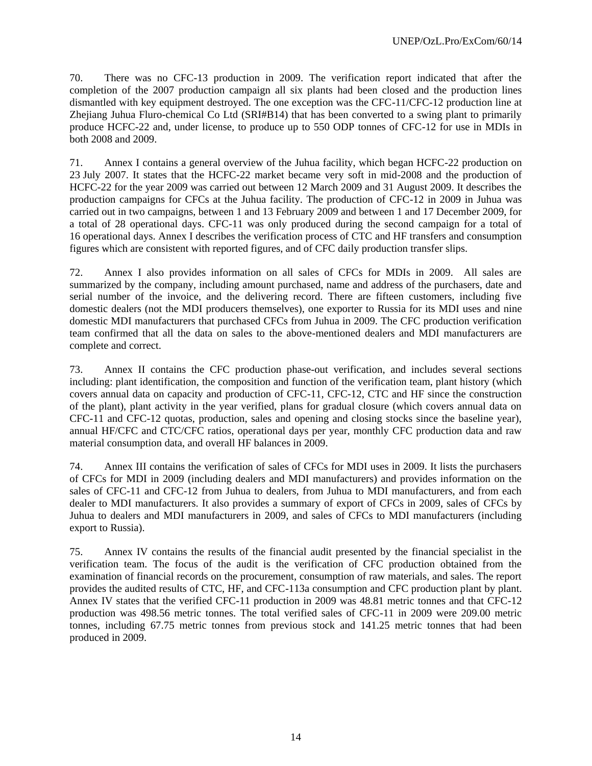70. There was no CFC-13 production in 2009. The verification report indicated that after the completion of the 2007 production campaign all six plants had been closed and the production lines dismantled with key equipment destroyed. The one exception was the CFC-11/CFC-12 production line at Zhejiang Juhua Fluro-chemical Co Ltd (SRI#B14) that has been converted to a swing plant to primarily produce HCFC-22 and, under license, to produce up to 550 ODP tonnes of CFC-12 for use in MDIs in both 2008 and 2009.

71. Annex I contains a general overview of the Juhua facility, which began HCFC-22 production on 23 July 2007. It states that the HCFC-22 market became very soft in mid-2008 and the production of HCFC-22 for the year 2009 was carried out between 12 March 2009 and 31 August 2009. It describes the production campaigns for CFCs at the Juhua facility. The production of CFC-12 in 2009 in Juhua was carried out in two campaigns, between 1 and 13 February 2009 and between 1 and 17 December 2009, for a total of 28 operational days. CFC-11 was only produced during the second campaign for a total of 16 operational days. Annex I describes the verification process of CTC and HF transfers and consumption figures which are consistent with reported figures, and of CFC daily production transfer slips.

72. Annex I also provides information on all sales of CFCs for MDIs in 2009. All sales are summarized by the company, including amount purchased, name and address of the purchasers, date and serial number of the invoice, and the delivering record. There are fifteen customers, including five domestic dealers (not the MDI producers themselves), one exporter to Russia for its MDI uses and nine domestic MDI manufacturers that purchased CFCs from Juhua in 2009. The CFC production verification team confirmed that all the data on sales to the above-mentioned dealers and MDI manufacturers are complete and correct.

73. Annex II contains the CFC production phase-out verification, and includes several sections including: plant identification, the composition and function of the verification team, plant history (which covers annual data on capacity and production of CFC-11, CFC-12, CTC and HF since the construction of the plant), plant activity in the year verified, plans for gradual closure (which covers annual data on CFC-11 and CFC-12 quotas, production, sales and opening and closing stocks since the baseline year), annual HF/CFC and CTC/CFC ratios, operational days per year, monthly CFC production data and raw material consumption data, and overall HF balances in 2009.

74. Annex III contains the verification of sales of CFCs for MDI uses in 2009. It lists the purchasers of CFCs for MDI in 2009 (including dealers and MDI manufacturers) and provides information on the sales of CFC-11 and CFC-12 from Juhua to dealers, from Juhua to MDI manufacturers, and from each dealer to MDI manufacturers. It also provides a summary of export of CFCs in 2009, sales of CFCs by Juhua to dealers and MDI manufacturers in 2009, and sales of CFCs to MDI manufacturers (including export to Russia).

75. Annex IV contains the results of the financial audit presented by the financial specialist in the verification team. The focus of the audit is the verification of CFC production obtained from the examination of financial records on the procurement, consumption of raw materials, and sales. The report provides the audited results of CTC, HF, and CFC-113a consumption and CFC production plant by plant. Annex IV states that the verified CFC-11 production in 2009 was 48.81 metric tonnes and that CFC-12 production was 498.56 metric tonnes. The total verified sales of CFC-11 in 2009 were 209.00 metric tonnes, including 67.75 metric tonnes from previous stock and 141.25 metric tonnes that had been produced in 2009.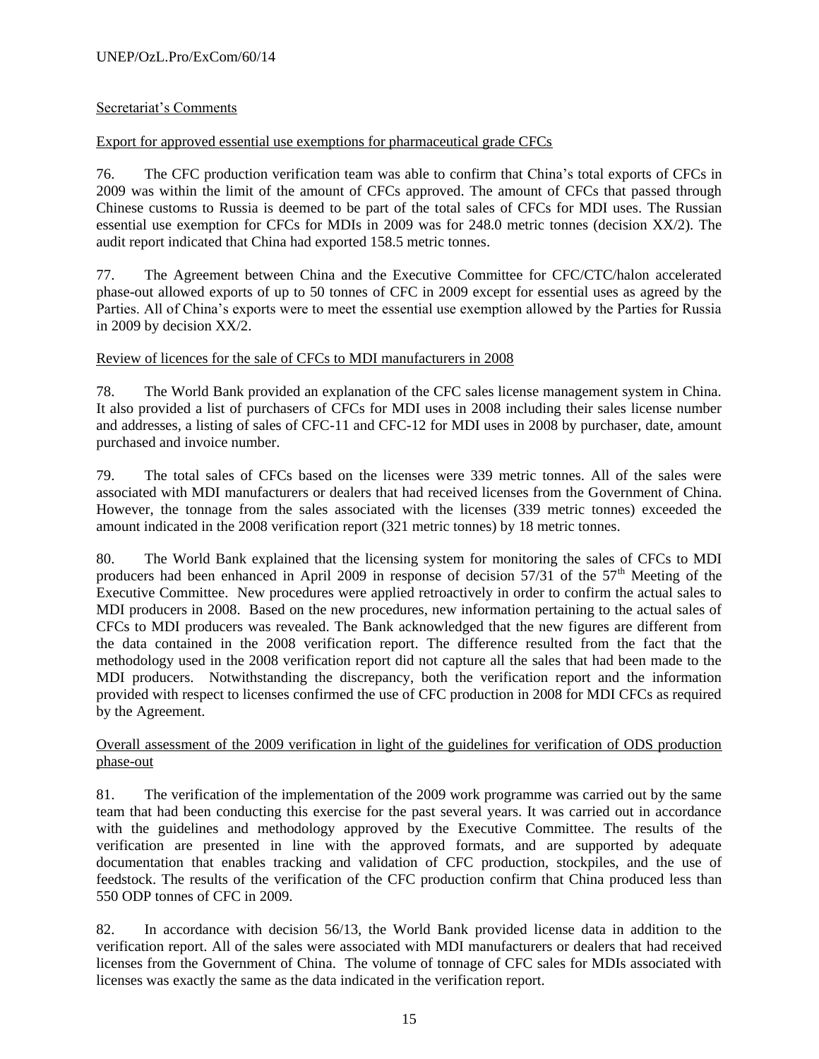Secretariat's Comments

Export for approved essential use exemptions for pharmaceutical grade CFCs

76. The CFC production verification team was able to confirm that China's total exports of CFCs in 2009 was within the limit of the amount of CFCs approved. The amount of CFCs that passed through Chinese customs to Russia is deemed to be part of the total sales of CFCs for MDI uses. The Russian essential use exemption for CFCs for MDIs in 2009 was for 248.0 metric tonnes (decision XX/2). The audit report indicated that China had exported 158.5 metric tonnes.

77. The Agreement between China and the Executive Committee for CFC/CTC/halon accelerated phase-out allowed exports of up to 50 tonnes of CFC in 2009 except for essential uses as agreed by the Parties. All of China's exports were to meet the essential use exemption allowed by the Parties for Russia in 2009 by decision XX/2.

Review of licences for the sale of CFCs to MDI manufacturers in 2008

78. The World Bank provided an explanation of the CFC sales license management system in China. It also provided a list of purchasers of CFCs for MDI uses in 2008 including their sales license number and addresses, a listing of sales of CFC-11 and CFC-12 for MDI uses in 2008 by purchaser, date, amount purchased and invoice number.

79. The total sales of CFCs based on the licenses were 339 metric tonnes. All of the sales were associated with MDI manufacturers or dealers that had received licenses from the Government of China. However, the tonnage from the sales associated with the licenses (339 metric tonnes) exceeded the amount indicated in the 2008 verification report (321 metric tonnes) by 18 metric tonnes.

80. The World Bank explained that the licensing system for monitoring the sales of CFCs to MDI producers had been enhanced in April 2009 in response of decision 57/31 of the 57th Meeting of the Executive Committee. New procedures were applied retroactively in order to confirm the actual sales to MDI producers in 2008. Based on the new procedures, new information pertaining to the actual sales of CFCs to MDI producers was revealed. The Bank acknowledged that the new figures are different from the data contained in the 2008 verification report. The difference resulted from the fact that the methodology used in the 2008 verification report did not capture all the sales that had been made to the MDI producers. Notwithstanding the discrepancy, both the verification report and the information provided with respect to licenses confirmed the use of CFC production in 2008 for MDI CFCs as required by the Agreement.

Overall assessment of the 2009 verification in light of the guidelines for verification of ODS production phase-out

81. The verification of the implementation of the 2009 work programme was carried out by the same team that had been conducting this exercise for the past several years. It was carried out in accordance with the guidelines and methodology approved by the Executive Committee. The results of the verification are presented in line with the approved formats, and are supported by adequate documentation that enables tracking and validation of CFC production, stockpiles, and the use of feedstock. The results of the verification of the CFC production confirm that China produced less than 550 ODP tonnes of CFC in 2009.

82. In accordance with decision 56/13, the World Bank provided license data in addition to the verification report. All of the sales were associated with MDI manufacturers or dealers that had received licenses from the Government of China. The volume of tonnage of CFC sales for MDIs associated with licenses was exactly the same as the data indicated in the verification report.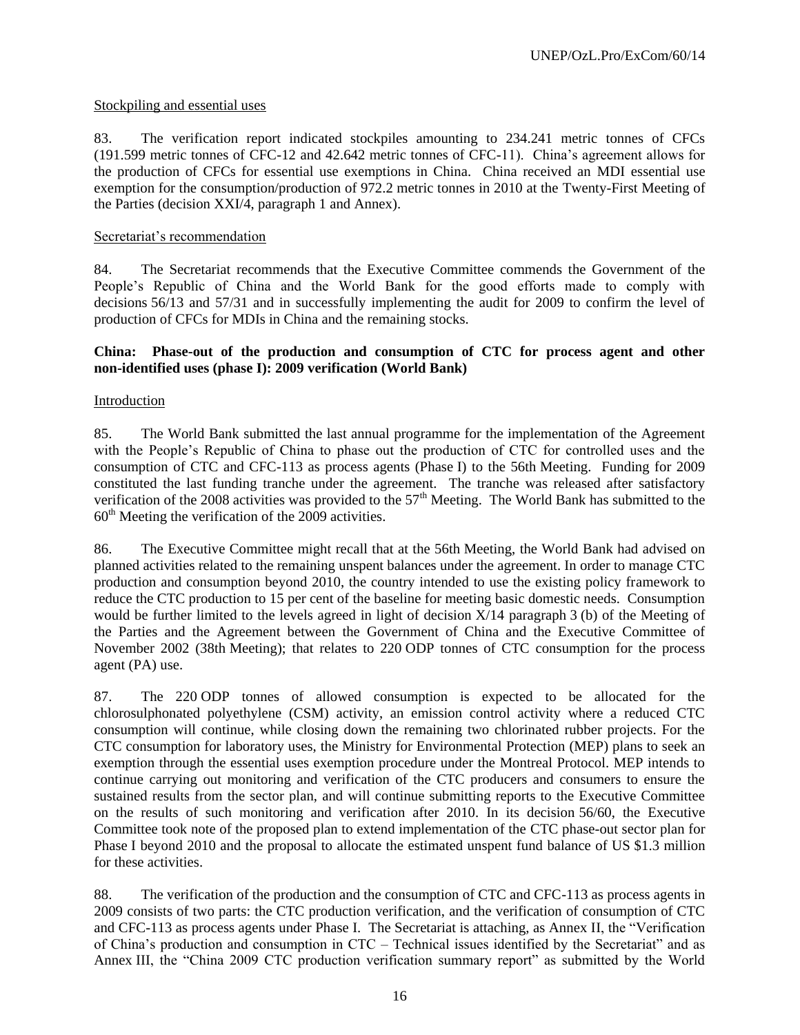Stockpiling and essential uses

83. The verification report indicated stockpiles amounting to 234.241 metric tonnes of CFCs (191.599 metric tonnes of CFC-12 and 42.642 metric tonnes of CFC-11). China's agreement allows for the production of CFCs for essential use exemptions in China. China received an MDI essential use exemption for the consumption/production of 972.2 metric tonnes in 2010 at the Twenty-First Meeting of the Parties (decision XXI/4, paragraph 1 and Annex).

Secretariat's recommendation

84. The Secretariat recommends that the Executive Committee commends the Government of the People's Republic of China and the World Bank for the good efforts made to comply with decisions 56/13 and 57/31 and in successfully implementing the audit for 2009 to confirm the level of production of CFCs for MDIs in China and the remaining stocks.

**China: Phase-out of the production and consumption of CTC for process agent and other non-identified uses (phase I): 2009 verification (World Bank)**

Introduction

85. The World Bank submitted the last annual programme for the implementation of the Agreement with the People's Republic of China to phase out the production of CTC for controlled uses and the consumption of CTC and CFC-113 as process agents (Phase I) to the 56th Meeting. Funding for 2009 constituted the last funding tranche under the agreement. The tranche was released after satisfactory verification of the 2008 activities was provided to the 57th Meeting. The World Bank has submitted to the 60th Meeting the verification of the 2009 activities.

86. The Executive Committee might recall that at the 56th Meeting, the World Bank had advised on planned activities related to the remaining unspent balances under the agreement. In order to manage CTC production and consumption beyond 2010, the country intended to use the existing policy framework to reduce the CTC production to 15 per cent of the baseline for meeting basic domestic needs. Consumption would be further limited to the levels agreed in light of decision X/14 paragraph 3 (b) of the Meeting of the Parties and the Agreement between the Government of China and the Executive Committee of November 2002 (38th Meeting); that relates to 220 ODP tonnes of CTC consumption for the process agent (PA) use.

87. The 220 ODP tonnes of allowed consumption is expected to be allocated for the chlorosulphonated polyethylene (CSM) activity, an emission control activity where a reduced CTC consumption will continue, while closing down the remaining two chlorinated rubber projects. For the CTC consumption for laboratory uses, the Ministry for Environmental Protection (MEP) plans to seek an exemption through the essential uses exemption procedure under the Montreal Protocol. MEP intends to continue carrying out monitoring and verification of the CTC producers and consumers to ensure the sustained results from the sector plan, and will continue submitting reports to the Executive Committee on the results of such monitoring and verification after 2010. In its decision 56/60, the Executive Committee took note of the proposed plan to extend implementation of the CTC phase-out sector plan for Phase I beyond 2010 and the proposal to allocate the estimated unspent fund balance of US $1.3 million for these activities.

88. The verification of the production and the consumption of CTC and CFC-113 as process agents in 2009 consists of two parts: the CTC production verification, and the verification of consumption of CTC and CFC-113 as process agents under Phase I. The Secretariat is attaching, as Annex II, the "Verification of China's production and consumption in CTC – Technical issues identified by the Secretariat" and as Annex III, the "China 2009 CTC production verification summary report" as submitted by the World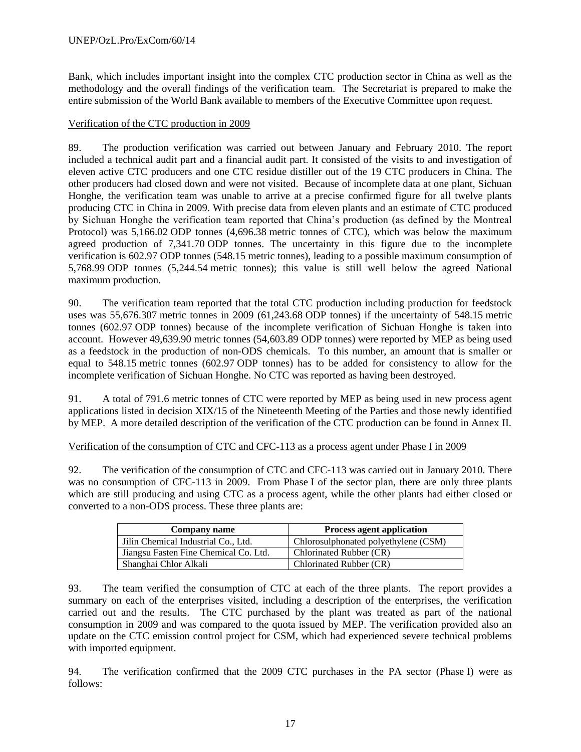Bank, which includes important insight into the complex CTC production sector in China as well as the methodology and the overall findings of the verification team. The Secretariat is prepared to make the entire submission of the World Bank available to members of the Executive Committee upon request.

Verification of the CTC production in 2009

89. The production verification was carried out between January and February 2010. The report included a technical audit part and a financial audit part. It consisted of the visits to and investigation of eleven active CTC producers and one CTC residue distiller out of the 19 CTC producers in China. The other producers had closed down and were not visited. Because of incomplete data at one plant, Sichuan Honghe, the verification team was unable to arrive at a precise confirmed figure for all twelve plants producing CTC in China in 2009. With precise data from eleven plants and an estimate of CTC produced by Sichuan Honghe the verification team reported that China's production (as defined by the Montreal Protocol) was 5,166.02 ODP tonnes (4,696.38 metric tonnes of CTC), which was below the maximum agreed production of 7,341.70 ODP tonnes. The uncertainty in this figure due to the incomplete verification is 602.97 ODP tonnes (548.15 metric tonnes), leading to a possible maximum consumption of 5,768.99 ODP tonnes (5,244.54 metric tonnes); this value is still well below the agreed National maximum production.

90. The verification team reported that the total CTC production including production for feedstock uses was 55,676.307 metric tonnes in 2009 (61,243.68 ODP tonnes) if the uncertainty of 548.15 metric tonnes (602.97 ODP tonnes) because of the incomplete verification of Sichuan Honghe is taken into account. However 49,639.90 metric tonnes (54,603.89 ODP tonnes) were reported by MEP as being used as a feedstock in the production of non-ODS chemicals. To this number, an amount that is smaller or equal to 548.15 metric tonnes (602.97 ODP tonnes) has to be added for consistency to allow for the incomplete verification of Sichuan Honghe. No CTC was reported as having been destroyed.

91. A total of 791.6 metric tonnes of CTC were reported by MEP as being used in new process agent applications listed in decision XIX/15 of the Nineteenth Meeting of the Parties and those newly identified by MEP. A more detailed description of the verification of the CTC production can be found in Annex II.

Verification of the consumption of CTC and CFC-113 as a process agent under Phase I in 2009

92. The verification of the consumption of CTC and CFC-113 was carried out in January 2010. There was no consumption of CFC-113 in 2009. From Phase I of the sector plan, there are only three plants which are still producing and using CTC as a process agent, while the other plants had either closed or converted to a non-ODS process. These three plants are:

| Company name | Process agent application |
|---|---|
| Jilin Chemical Industrial Co., Ltd. | Chlorosulphonated polyethylene (CSM) |
| Jiangsu Fasten Fine Chemical Co. Ltd. | Chlorinated Rubber (CR) |
| Shanghai Chlor Alkali | Chlorinated Rubber (CR) |

93. The team verified the consumption of CTC at each of the three plants. The report provides a summary on each of the enterprises visited, including a description of the enterprises, the verification carried out and the results. The CTC purchased by the plant was treated as part of the national consumption in 2009 and was compared to the quota issued by MEP. The verification provided also an update on the CTC emission control project for CSM, which had experienced severe technical problems with imported equipment.

94. The verification confirmed that the 2009 CTC purchases in the PA sector (Phase I) were as follows: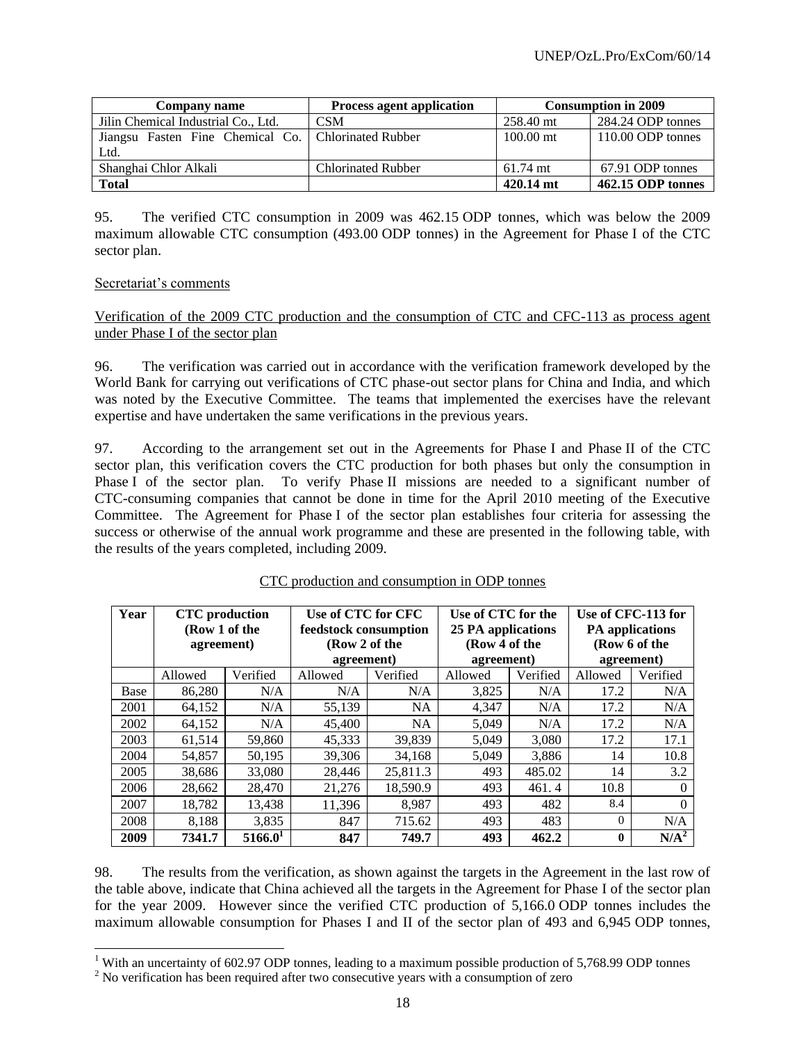| Company name | Process agent application | Consumption in 2009 | |
|---|---|---|---|
| Jilin Chemical Industrial Co., Ltd. | CSM | 258.40 mt | 284.24 ODP tonnes |
| Jiangsu Fasten Fine Chemical Co. Ltd. | Chlorinated Rubber | 100.00 mt | 110.00 ODP tonnes |
| Shanghai Chlor Alkali | Chlorinated Rubber | 61.74 mt | 67.91 ODP tonnes |
| **Total** | | **420.14 mt** | **462.15 ODP tonnes** |

95. The verified CTC consumption in 2009 was 462.15 ODP tonnes, which was below the 2009 maximum allowable CTC consumption (493.00 ODP tonnes) in the Agreement for Phase I of the CTC sector plan.

Secretariat's comments

Verification of the 2009 CTC production and the consumption of CTC and CFC-113 as process agent under Phase I of the sector plan

96. The verification was carried out in accordance with the verification framework developed by the World Bank for carrying out verifications of CTC phase-out sector plans for China and India, and which was noted by the Executive Committee. The teams that implemented the exercises have the relevant expertise and have undertaken the same verifications in the previous years.

97. According to the arrangement set out in the Agreements for Phase I and Phase II of the CTC sector plan, this verification covers the CTC production for both phases but only the consumption in Phase I of the sector plan. To verify Phase II missions are needed to a significant number of CTC-consuming companies that cannot be done in time for the April 2010 meeting of the Executive Committee. The Agreement for Phase I of the sector plan establishes four criteria for assessing the success or otherwise of the annual work programme and these are presented in the following table, with the results of the years completed, including 2009.

CTC production and consumption in ODP tonnes

| Year | CTC production (Row 1 of the agreement) | | Use of CTC for CFC feedstock consumption (Row 2 of the agreement) | | Use of CTC for the 25 PA applications (Row 4 of the agreement) | | Use of CFC-113 for PA applications (Row 6 of the agreement) | |
|---|---|---|---|---|---|---|---|---|
| | Allowed | Verified | Allowed | Verified | Allowed | Verified | Allowed | Verified |
| Base | 86,280 | N/A | N/A | N/A | 3,825 | N/A | 17.2 | N/A |
| 2001 | 64,152 | N/A | 55,139 | NA | 4,347 | N/A | 17.2 | N/A |
| 2002 | 64,152 | N/A | 45,400 | NA | 5,049 | N/A | 17.2 | N/A |
| 2003 | 61,514 | 59,860 | 45,333 | 39,839 | 5,049 | 3,080 | 17.2 | 17.1 |
| 2004 | 54,857 | 50,195 | 39,306 | 34,168 | 5,049 | 3,886 | 14 | 10.8 |
| 2005 | 38,686 | 33,080 | 28,446 | 25,811.3 | 493 | 485.02 | 14 | 3.2 |
| 2006 | 28,662 | 28,470 | 21,276 | 18,590.9 | 493 | 461. 4 | 10.8 | 0 |
| 2007 | 18,782 | 13,438 | 11,396 | 8,987 | 493 | 482 | 8.4 | 0 |
| 2008 | 8,188 | 3,835 | 847 | 715.62 | 493 | 483 | 0 | N/A |
| **2009** | **7341.7** | **5166.0**[1] | **847** | **749.7** | **493** | **462.2** | **0** | **N/A**[2] |

98. The results from the verification, as shown against the targets in the Agreement in the last row of the table above, indicate that China achieved all the targets in the Agreement for Phase I of the sector plan for the year 2009. However since the verified CTC production of 5,166.0 ODP tonnes includes the maximum allowable consumption for Phases I and II of the sector plan of 493 and 6,945 ODP tonnes,

[1] With an uncertainty of 602.97 ODP tonnes, leading to a maximum possible production of 5,768.99 ODP tonnes

[2] No verification has been required after two consecutive years with a consumption of zero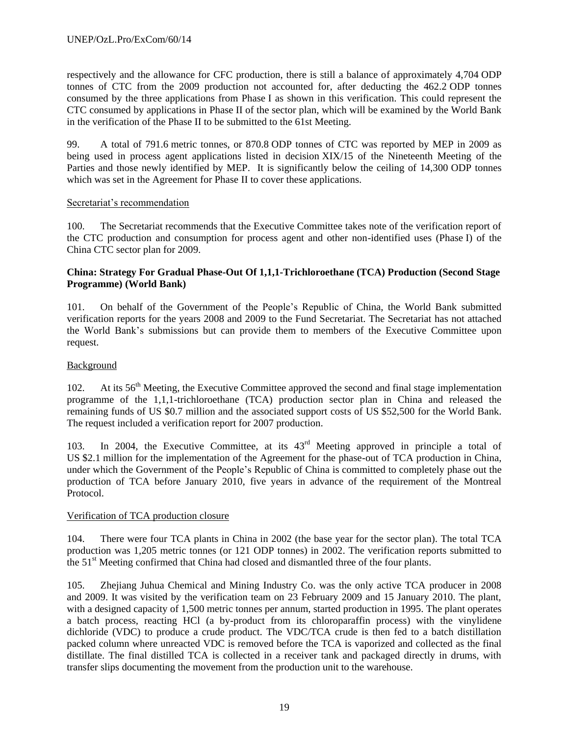respectively and the allowance for CFC production, there is still a balance of approximately 4,704 ODP tonnes of CTC from the 2009 production not accounted for, after deducting the 462.2 ODP tonnes consumed by the three applications from Phase I as shown in this verification. This could represent the CTC consumed by applications in Phase II of the sector plan, which will be examined by the World Bank in the verification of the Phase II to be submitted to the 61st Meeting.

99. A total of 791.6 metric tonnes, or 870.8 ODP tonnes of CTC was reported by MEP in 2009 as being used in process agent applications listed in decision XIX/15 of the Nineteenth Meeting of the Parties and those newly identified by MEP. It is significantly below the ceiling of 14,300 ODP tonnes which was set in the Agreement for Phase II to cover these applications.

Secretariat's recommendation

100. The Secretariat recommends that the Executive Committee takes note of the verification report of the CTC production and consumption for process agent and other non-identified uses (Phase I) of the China CTC sector plan for 2009.

**China: Strategy For Gradual Phase-Out Of 1,1,1-Trichloroethane (TCA) Production (Second Stage Programme) (World Bank)**

101. On behalf of the Government of the People's Republic of China, the World Bank submitted verification reports for the years 2008 and 2009 to the Fund Secretariat. The Secretariat has not attached the World Bank's submissions but can provide them to members of the Executive Committee upon request.

Background

102. At its 56th Meeting, the Executive Committee approved the second and final stage implementation programme of the 1,1,1-trichloroethane (TCA) production sector plan in China and released the remaining funds of US $0.7 million and the associated support costs of US $52,500 for the World Bank. The request included a verification report for 2007 production.

103. In 2004, the Executive Committee, at its 43rd Meeting approved in principle a total of US $2.1 million for the implementation of the Agreement for the phase-out of TCA production in China, under which the Government of the People's Republic of China is committed to completely phase out the production of TCA before January 2010, five years in advance of the requirement of the Montreal Protocol.

Verification of TCA production closure

104. There were four TCA plants in China in 2002 (the base year for the sector plan). The total TCA production was 1,205 metric tonnes (or 121 ODP tonnes) in 2002. The verification reports submitted to the 51st Meeting confirmed that China had closed and dismantled three of the four plants.

105. Zhejiang Juhua Chemical and Mining Industry Co. was the only active TCA producer in 2008 and 2009. It was visited by the verification team on 23 February 2009 and 15 January 2010. The plant, with a designed capacity of 1,500 metric tonnes per annum, started production in 1995. The plant operates a batch process, reacting HCl (a by-product from its chloroparaffin process) with the vinylidene dichloride (VDC) to produce a crude product. The VDC/TCA crude is then fed to a batch distillation packed column where unreacted VDC is removed before the TCA is vaporized and collected as the final distillate. The final distilled TCA is collected in a receiver tank and packaged directly in drums, with transfer slips documenting the movement from the production unit to the warehouse.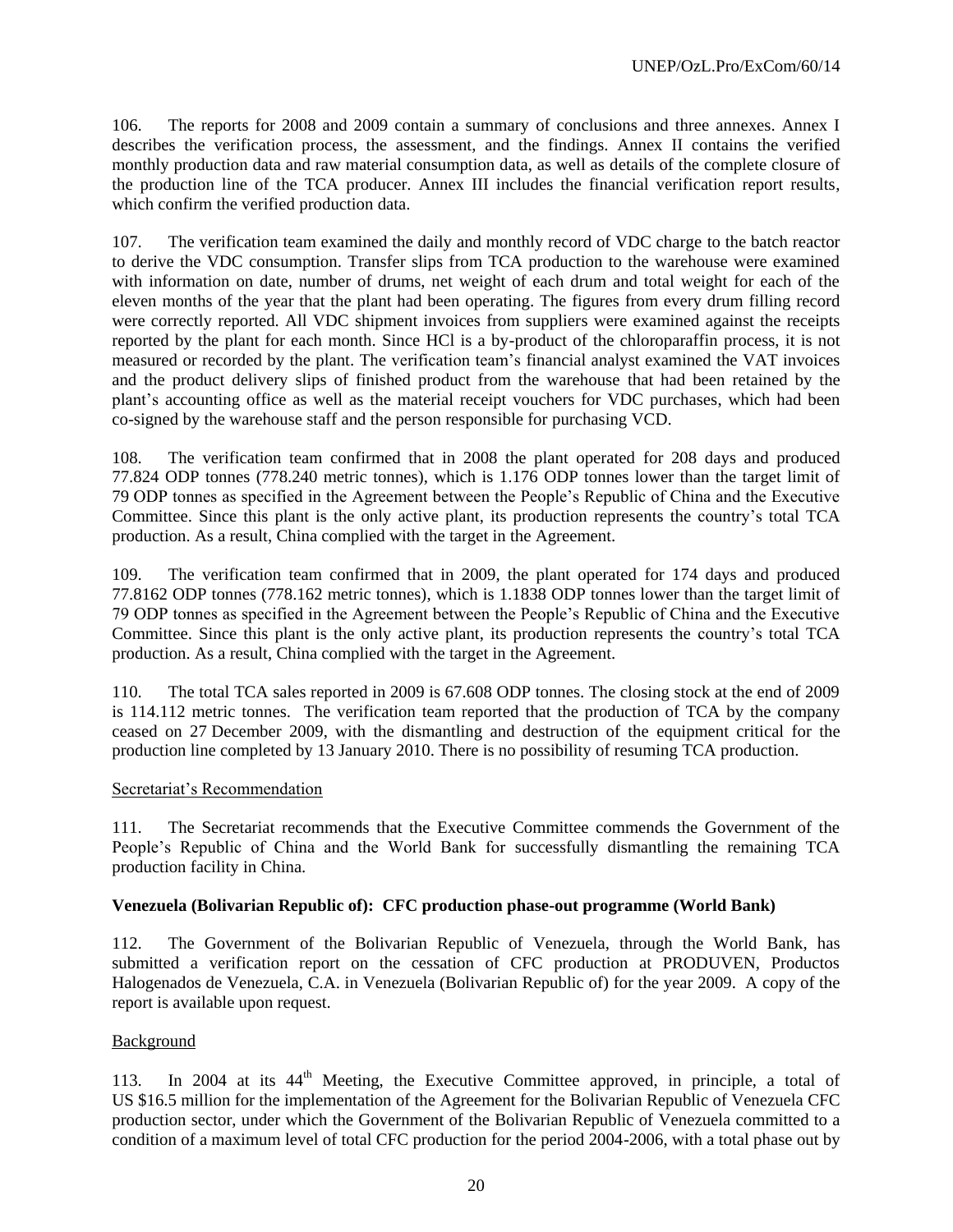106. The reports for 2008 and 2009 contain a summary of conclusions and three annexes. Annex I describes the verification process, the assessment, and the findings. Annex II contains the verified monthly production data and raw material consumption data, as well as details of the complete closure of the production line of the TCA producer. Annex III includes the financial verification report results, which confirm the verified production data.

107. The verification team examined the daily and monthly record of VDC charge to the batch reactor to derive the VDC consumption. Transfer slips from TCA production to the warehouse were examined with information on date, number of drums, net weight of each drum and total weight for each of the eleven months of the year that the plant had been operating. The figures from every drum filling record were correctly reported. All VDC shipment invoices from suppliers were examined against the receipts reported by the plant for each month. Since HCl is a by-product of the chloroparaffin process, it is not measured or recorded by the plant. The verification team's financial analyst examined the VAT invoices and the product delivery slips of finished product from the warehouse that had been retained by the plant's accounting office as well as the material receipt vouchers for VDC purchases, which had been co-signed by the warehouse staff and the person responsible for purchasing VCD.

108. The verification team confirmed that in 2008 the plant operated for 208 days and produced 77.824 ODP tonnes (778.240 metric tonnes), which is 1.176 ODP tonnes lower than the target limit of 79 ODP tonnes as specified in the Agreement between the People's Republic of China and the Executive Committee. Since this plant is the only active plant, its production represents the country's total TCA production. As a result, China complied with the target in the Agreement.

109. The verification team confirmed that in 2009, the plant operated for 174 days and produced 77.8162 ODP tonnes (778.162 metric tonnes), which is 1.1838 ODP tonnes lower than the target limit of 79 ODP tonnes as specified in the Agreement between the People's Republic of China and the Executive Committee. Since this plant is the only active plant, its production represents the country's total TCA production. As a result, China complied with the target in the Agreement.

110. The total TCA sales reported in 2009 is 67.608 ODP tonnes. The closing stock at the end of 2009 is 114.112 metric tonnes. The verification team reported that the production of TCA by the company ceased on 27 December 2009, with the dismantling and destruction of the equipment critical for the production line completed by 13 January 2010. There is no possibility of resuming TCA production.

Secretariat's Recommendation

111. The Secretariat recommends that the Executive Committee commends the Government of the People's Republic of China and the World Bank for successfully dismantling the remaining TCA production facility in China.

**Venezuela (Bolivarian Republic of): CFC production phase-out programme (World Bank)**

112. The Government of the Bolivarian Republic of Venezuela, through the World Bank, has submitted a verification report on the cessation of CFC production at PRODUVEN, Productos Halogenados de Venezuela, C.A. in Venezuela (Bolivarian Republic of) for the year 2009. A copy of the report is available upon request.

Background

113. In 2004 at its 44th Meeting, the Executive Committee approved, in principle, a total of US $16.5 million for the implementation of the Agreement for the Bolivarian Republic of Venezuela CFC production sector, under which the Government of the Bolivarian Republic of Venezuela committed to a condition of a maximum level of total CFC production for the period 2004-2006, with a total phase out by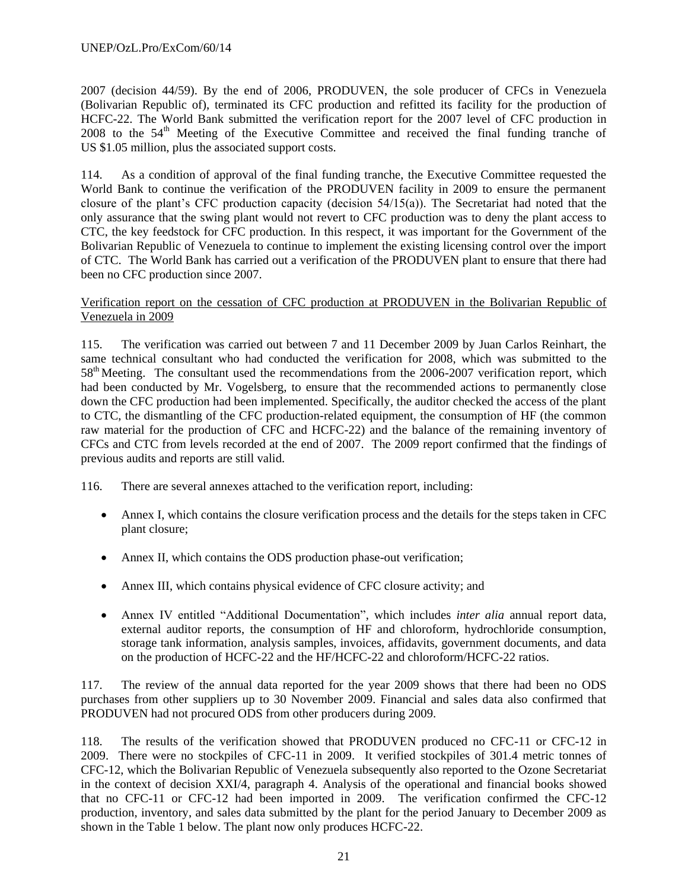2007 (decision 44/59). By the end of 2006, PRODUVEN, the sole producer of CFCs in Venezuela (Bolivarian Republic of), terminated its CFC production and refitted its facility for the production of HCFC-22. The World Bank submitted the verification report for the 2007 level of CFC production in 2008 to the 54th Meeting of the Executive Committee and received the final funding tranche of US $1.05 million, plus the associated support costs.

114. As a condition of approval of the final funding tranche, the Executive Committee requested the World Bank to continue the verification of the PRODUVEN facility in 2009 to ensure the permanent closure of the plant's CFC production capacity (decision 54/15(a)). The Secretariat had noted that the only assurance that the swing plant would not revert to CFC production was to deny the plant access to CTC, the key feedstock for CFC production. In this respect, it was important for the Government of the Bolivarian Republic of Venezuela to continue to implement the existing licensing control over the import of CTC. The World Bank has carried out a verification of the PRODUVEN plant to ensure that there had been no CFC production since 2007.

<u>Verification report on the cessation of CFC production at PRODUVEN in the Bolivarian Republic of Venezuela in 2009</u>

115. The verification was carried out between 7 and 11 December 2009 by Juan Carlos Reinhart, the same technical consultant who had conducted the verification for 2008, which was submitted to the 58th Meeting. The consultant used the recommendations from the 2006-2007 verification report, which had been conducted by Mr. Vogelsberg, to ensure that the recommended actions to permanently close down the CFC production had been implemented. Specifically, the auditor checked the access of the plant to CTC, the dismantling of the CFC production-related equipment, the consumption of HF (the common raw material for the production of CFC and HCFC-22) and the balance of the remaining inventory of CFCs and CTC from levels recorded at the end of 2007. The 2009 report confirmed that the findings of previous audits and reports are still valid.

116. There are several annexes attached to the verification report, including:

- Annex I, which contains the closure verification process and the details for the steps taken in CFC plant closure;
- Annex II, which contains the ODS production phase-out verification;
- Annex III, which contains physical evidence of CFC closure activity; and
- Annex IV entitled "Additional Documentation", which includes *inter alia* annual report data, external auditor reports, the consumption of HF and chloroform, hydrochloride consumption, storage tank information, analysis samples, invoices, affidavits, government documents, and data on the production of HCFC-22 and the HF/HCFC-22 and chloroform/HCFC-22 ratios.

117. The review of the annual data reported for the year 2009 shows that there had been no ODS purchases from other suppliers up to 30 November 2009. Financial and sales data also confirmed that PRODUVEN had not procured ODS from other producers during 2009.

118. The results of the verification showed that PRODUVEN produced no CFC-11 or CFC-12 in 2009. There were no stockpiles of CFC-11 in 2009. It verified stockpiles of 301.4 metric tonnes of CFC-12, which the Bolivarian Republic of Venezuela subsequently also reported to the Ozone Secretariat in the context of decision XXI/4, paragraph 4. Analysis of the operational and financial books showed that no CFC-11 or CFC-12 had been imported in 2009. The verification confirmed the CFC-12 production, inventory, and sales data submitted by the plant for the period January to December 2009 as shown in the Table 1 below. The plant now only produces HCFC-22.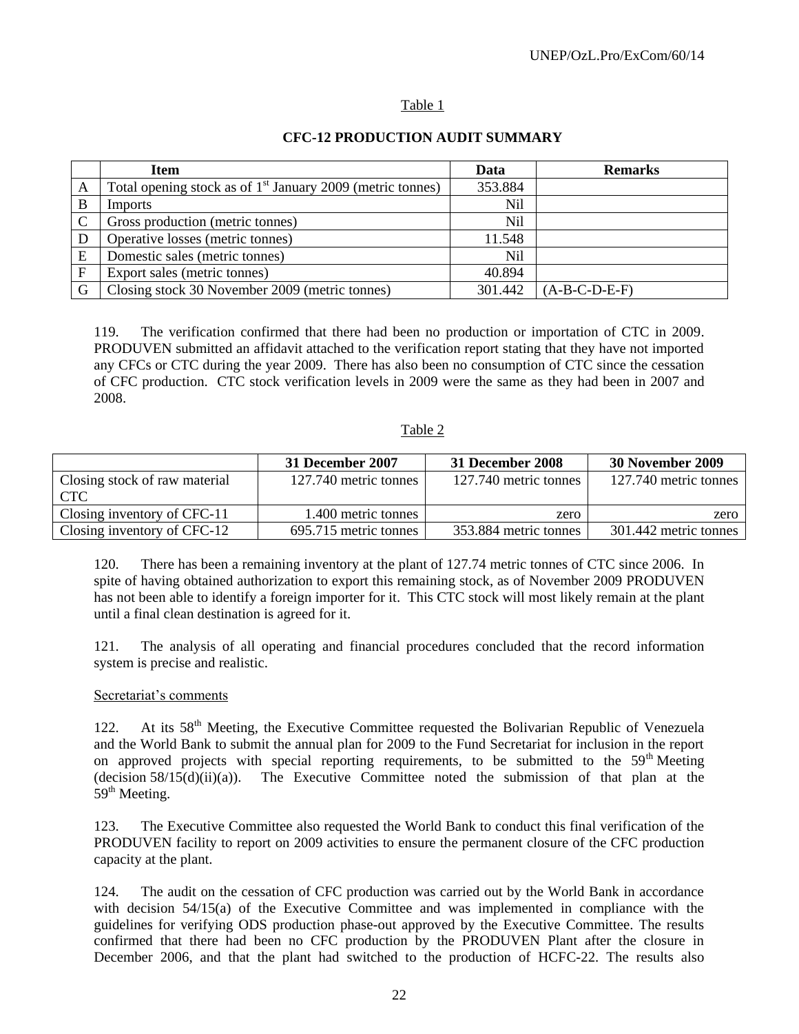Table 1

**CFC-12 PRODUCTION AUDIT SUMMARY**

| | Item | Data | Remarks |
|---|---|---|---|
| A | Total opening stock as of 1st January 2009 (metric tonnes) | 353.884 | |
| B | Imports | Nil | |
| C | Gross production (metric tonnes) | Nil | |
| D | Operative losses (metric tonnes) | 11.548 | |
| E | Domestic sales (metric tonnes) | Nil | |
| F | Export sales (metric tonnes) | 40.894 | |
| G | Closing stock 30 November 2009 (metric tonnes) | 301.442 | (A-B-C-D-E-F) |

119. The verification confirmed that there had been no production or importation of CTC in 2009. PRODUVEN submitted an affidavit attached to the verification report stating that they have not imported any CFCs or CTC during the year 2009. There has also been no consumption of CTC since the cessation of CFC production. CTC stock verification levels in 2009 were the same as they had been in 2007 and 2008.

Table 2

| | 31 December 2007 | 31 December 2008 | 30 November 2009 |
|---|---|---|---|
| Closing stock of raw material CTC | 127.740 metric tonnes | 127.740 metric tonnes | 127.740 metric tonnes |
| Closing inventory of CFC-11 | 1.400 metric tonnes | zero | zero |
| Closing inventory of CFC-12 | 695.715 metric tonnes | 353.884 metric tonnes | 301.442 metric tonnes |

120. There has been a remaining inventory at the plant of 127.74 metric tonnes of CTC since 2006. In spite of having obtained authorization to export this remaining stock, as of November 2009 PRODUVEN has not been able to identify a foreign importer for it. This CTC stock will most likely remain at the plant until a final clean destination is agreed for it.

121. The analysis of all operating and financial procedures concluded that the record information system is precise and realistic.

Secretariat's comments

122. At its 58th Meeting, the Executive Committee requested the Bolivarian Republic of Venezuela and the World Bank to submit the annual plan for 2009 to the Fund Secretariat for inclusion in the report on approved projects with special reporting requirements, to be submitted to the 59th Meeting (decision 58/15(d)(ii)(a)). The Executive Committee noted the submission of that plan at the 59th Meeting.

123. The Executive Committee also requested the World Bank to conduct this final verification of the PRODUVEN facility to report on 2009 activities to ensure the permanent closure of the CFC production capacity at the plant.

124. The audit on the cessation of CFC production was carried out by the World Bank in accordance with decision 54/15(a) of the Executive Committee and was implemented in compliance with the guidelines for verifying ODS production phase-out approved by the Executive Committee. The results confirmed that there had been no CFC production by the PRODUVEN Plant after the closure in December 2006, and that the plant had switched to the production of HCFC-22. The results also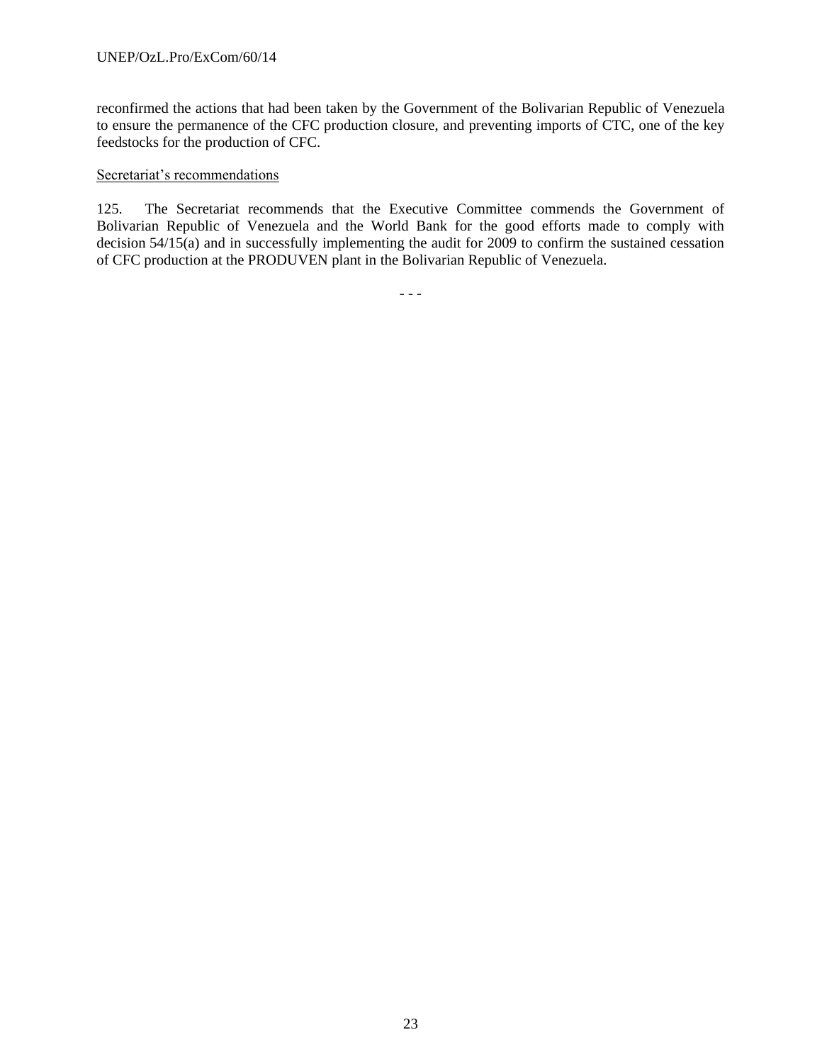reconfirmed the actions that had been taken by the Government of the Bolivarian Republic of Venezuela to ensure the permanence of the CFC production closure, and preventing imports of CTC, one of the key feedstocks for the production of CFC.

Secretariat's recommendations

125. The Secretariat recommends that the Executive Committee commends the Government of Bolivarian Republic of Venezuela and the World Bank for the good efforts made to comply with decision 54/15(a) and in successfully implementing the audit for 2009 to confirm the sustained cessation of CFC production at the PRODUVEN plant in the Bolivarian Republic of Venezuela.

- - -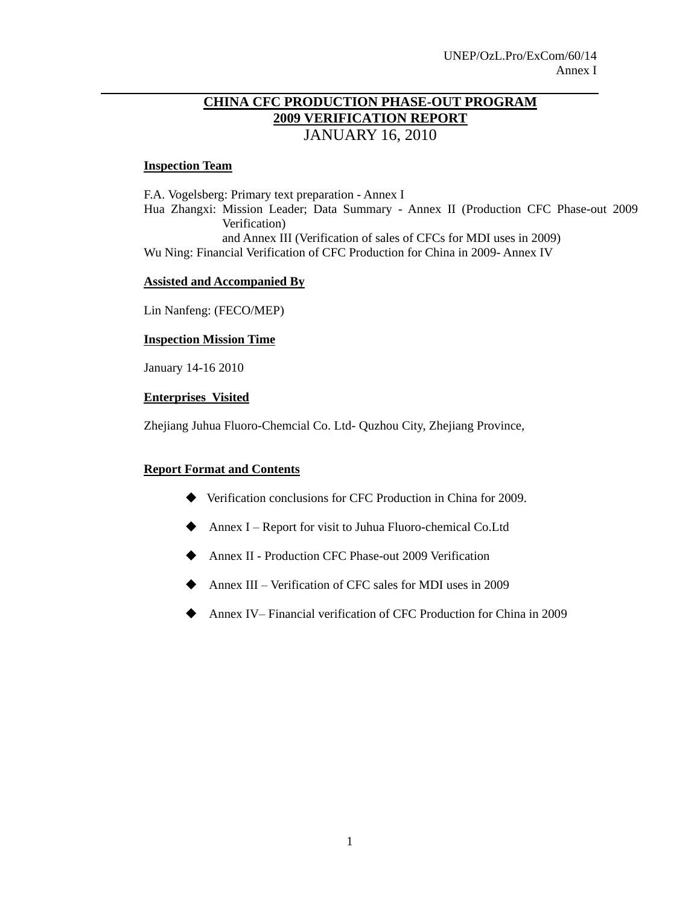# CHINA CFC PRODUCTION PHASE-OUT PROGRAM
# 2009 VERIFICATION REPORT
## JANUARY 16, 2010

**Inspection Team**

F.A. Vogelsberg: Primary text preparation - Annex I
Hua Zhangxi: Mission Leader; Data Summary - Annex II (Production CFC Phase-out 2009 Verification)
and Annex III (Verification of sales of CFCs for MDI uses in 2009)
Wu Ning: Financial Verification of CFC Production for China in 2009- Annex IV

**Assisted and Accompanied By**

Lin Nanfeng: (FECO/MEP)

**Inspection Mission Time**

January 14-16 2010

**Enterprises Visited**

Zhejiang Juhua Fluoro-Chemcial Co. Ltd- Quzhou City, Zhejiang Province,

**Report Format and Contents**

- Verification conclusions for CFC Production in China for 2009.
- Annex I – Report for visit to Juhua Fluoro-chemical Co.Ltd
- Annex II - Production CFC Phase-out 2009 Verification
- Annex III – Verification of CFC sales for MDI uses in 2009
- Annex IV– Financial verification of CFC Production for China in 2009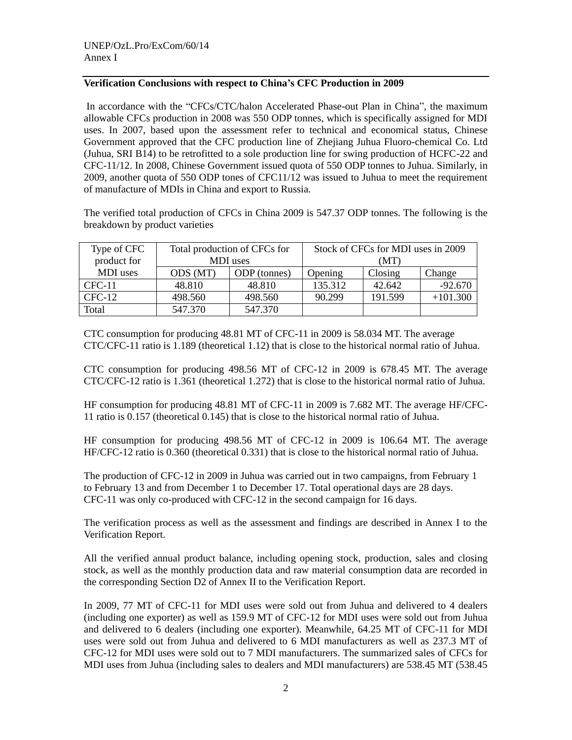**Verification Conclusions with respect to China's CFC Production in 2009**

In accordance with the "CFCs/CTC/halon Accelerated Phase-out Plan in China", the maximum allowable CFCs production in 2008 was 550 ODP tonnes, which is specifically assigned for MDI uses. In 2007, based upon the assessment refer to technical and economical status, Chinese Government approved that the CFC production line of Zhejiang Juhua Fluoro-chemical Co. Ltd (Juhua, SRI B14) to be retrofitted to a sole production line for swing production of HCFC-22 and CFC-11/12. In 2008, Chinese Government issued quota of 550 ODP tonnes to Juhua. Similarly, in 2009, another quota of 550 ODP tones of CFC11/12 was issued to Juhua to meet the requirement of manufacture of MDIs in China and export to Russia.

The verified total production of CFCs in China 2009 is 547.37 ODP tonnes. The following is the breakdown by product varieties

| Type of CFC product for MDI uses | Total production of CFCs for MDI uses | | Stock of CFCs for MDI uses in 2009 (MT) | | |
|---|---|---|---|---|---|
| | ODS (MT) | ODP (tonnes) | Opening | Closing | Change |
| CFC-11 | 48.810 | 48.810 | 135.312 | 42.642 | -92.670 |
| CFC-12 | 498.560 | 498.560 | 90.299 | 191.599 | +101.300 |
| Total | 547.370 | 547.370 | | | |

CTC consumption for producing 48.81 MT of CFC-11 in 2009 is 58.034 MT. The average CTC/CFC-11 ratio is 1.189 (theoretical 1.12) that is close to the historical normal ratio of Juhua.

CTC consumption for producing 498.56 MT of CFC-12 in 2009 is 678.45 MT. The average CTC/CFC-12 ratio is 1.361 (theoretical 1.272) that is close to the historical normal ratio of Juhua.

HF consumption for producing 48.81 MT of CFC-11 in 2009 is 7.682 MT. The average HF/CFC-11 ratio is 0.157 (theoretical 0.145) that is close to the historical normal ratio of Juhua.

HF consumption for producing 498.56 MT of CFC-12 in 2009 is 106.64 MT. The average HF/CFC-12 ratio is 0.360 (theoretical 0.331) that is close to the historical normal ratio of Juhua.

The production of CFC-12 in 2009 in Juhua was carried out in two campaigns, from February 1 to February 13 and from December 1 to December 17. Total operational days are 28 days. CFC-11 was only co-produced with CFC-12 in the second campaign for 16 days.

The verification process as well as the assessment and findings are described in Annex I to the Verification Report.

All the verified annual product balance, including opening stock, production, sales and closing stock, as well as the monthly production data and raw material consumption data are recorded in the corresponding Section D2 of Annex II to the Verification Report.

In 2009, 77 MT of CFC-11 for MDI uses were sold out from Juhua and delivered to 4 dealers (including one exporter) as well as 159.9 MT of CFC-12 for MDI uses were sold out from Juhua and delivered to 6 dealers (including one exporter). Meanwhile, 64.25 MT of CFC-11 for MDI uses were sold out from Juhua and delivered to 6 MDI manufacturers as well as 237.3 MT of CFC-12 for MDI uses were sold out to 7 MDI manufacturers. The summarized sales of CFCs for MDI uses from Juhua (including sales to dealers and MDI manufacturers) are 538.45 MT (538.45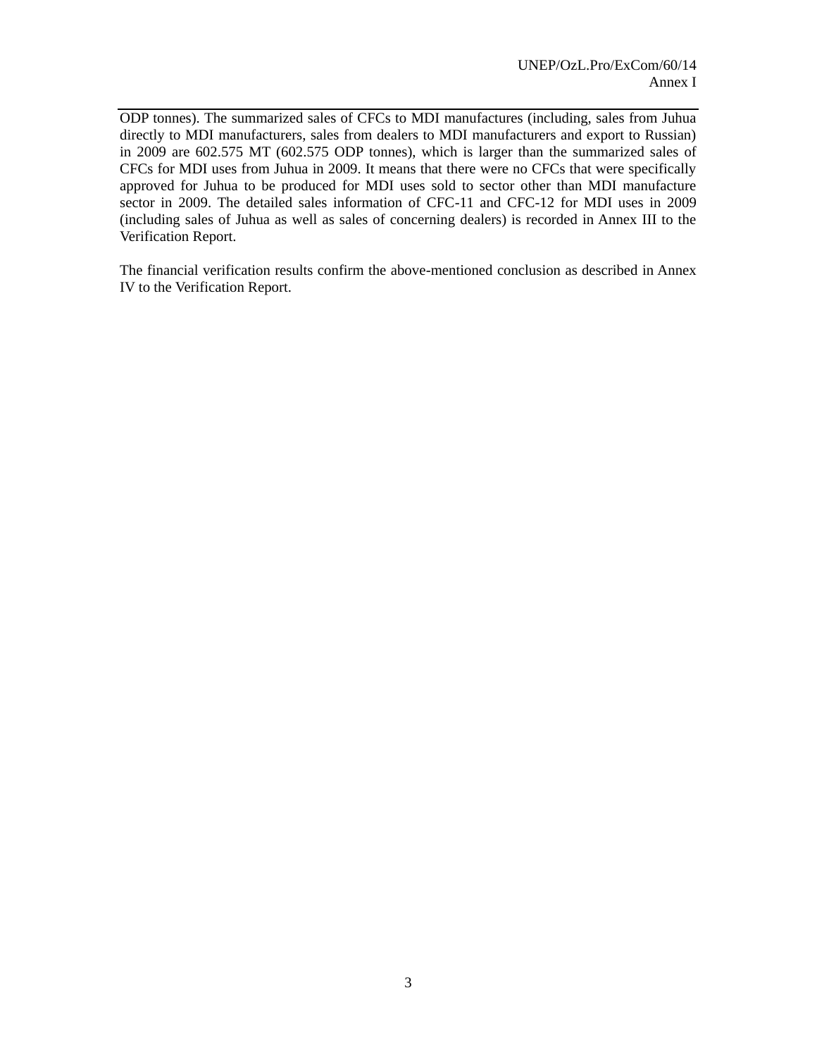ODP tonnes). The summarized sales of CFCs to MDI manufactures (including, sales from Juhua directly to MDI manufacturers, sales from dealers to MDI manufacturers and export to Russian) in 2009 are 602.575 MT (602.575 ODP tonnes), which is larger than the summarized sales of CFCs for MDI uses from Juhua in 2009. It means that there were no CFCs that were specifically approved for Juhua to be produced for MDI uses sold to sector other than MDI manufacture sector in 2009. The detailed sales information of CFC-11 and CFC-12 for MDI uses in 2009 (including sales of Juhua as well as sales of concerning dealers) is recorded in Annex III to the Verification Report.

The financial verification results confirm the above-mentioned conclusion as described in Annex IV to the Verification Report.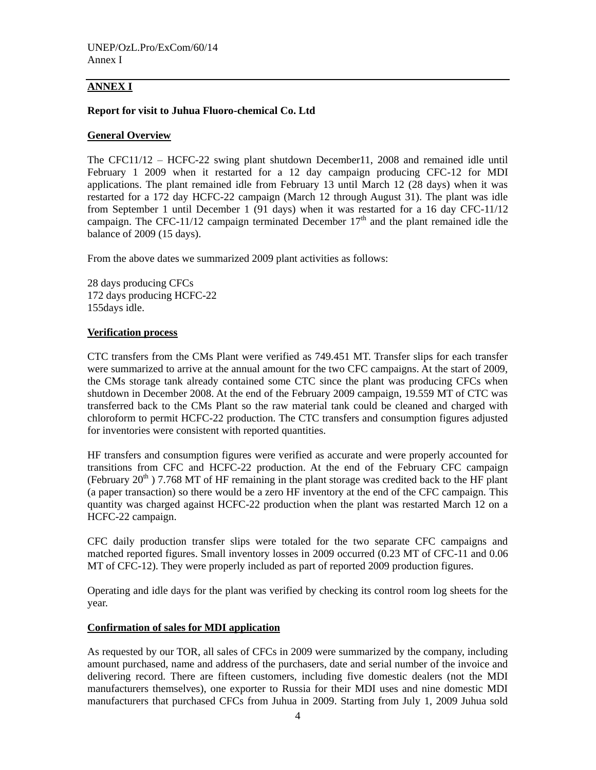## ANNEX I

**Report for visit to Juhua Fluoro-chemical Co. Ltd**

**General Overview**

The CFC11/12 – HCFC-22 swing plant shutdown December11, 2008 and remained idle until February 1 2009 when it restarted for a 12 day campaign producing CFC-12 for MDI applications. The plant remained idle from February 13 until March 12 (28 days) when it was restarted for a 172 day HCFC-22 campaign (March 12 through August 31). The plant was idle from September 1 until December 1 (91 days) when it was restarted for a 16 day CFC-11/12 campaign. The CFC-11/12 campaign terminated December 17th and the plant remained idle the balance of 2009 (15 days).

From the above dates we summarized 2009 plant activities as follows:

28 days producing CFCs
172 days producing HCFC-22
155days idle.

**Verification process**

CTC transfers from the CMs Plant were verified as 749.451 MT. Transfer slips for each transfer were summarized to arrive at the annual amount for the two CFC campaigns. At the start of 2009, the CMs storage tank already contained some CTC since the plant was producing CFCs when shutdown in December 2008. At the end of the February 2009 campaign, 19.559 MT of CTC was transferred back to the CMs Plant so the raw material tank could be cleaned and charged with chloroform to permit HCFC-22 production. The CTC transfers and consumption figures adjusted for inventories were consistent with reported quantities.

HF transfers and consumption figures were verified as accurate and were properly accounted for transitions from CFC and HCFC-22 production. At the end of the February CFC campaign (February 20th ) 7.768 MT of HF remaining in the plant storage was credited back to the HF plant (a paper transaction) so there would be a zero HF inventory at the end of the CFC campaign. This quantity was charged against HCFC-22 production when the plant was restarted March 12 on a HCFC-22 campaign.

CFC daily production transfer slips were totaled for the two separate CFC campaigns and matched reported figures. Small inventory losses in 2009 occurred (0.23 MT of CFC-11 and 0.06 MT of CFC-12). They were properly included as part of reported 2009 production figures.

Operating and idle days for the plant was verified by checking its control room log sheets for the year.

**Confirmation of sales for MDI application**

As requested by our TOR, all sales of CFCs in 2009 were summarized by the company, including amount purchased, name and address of the purchasers, date and serial number of the invoice and delivering record. There are fifteen customers, including five domestic dealers (not the MDI manufacturers themselves), one exporter to Russia for their MDI uses and nine domestic MDI manufacturers that purchased CFCs from Juhua in 2009. Starting from July 1, 2009 Juhua sold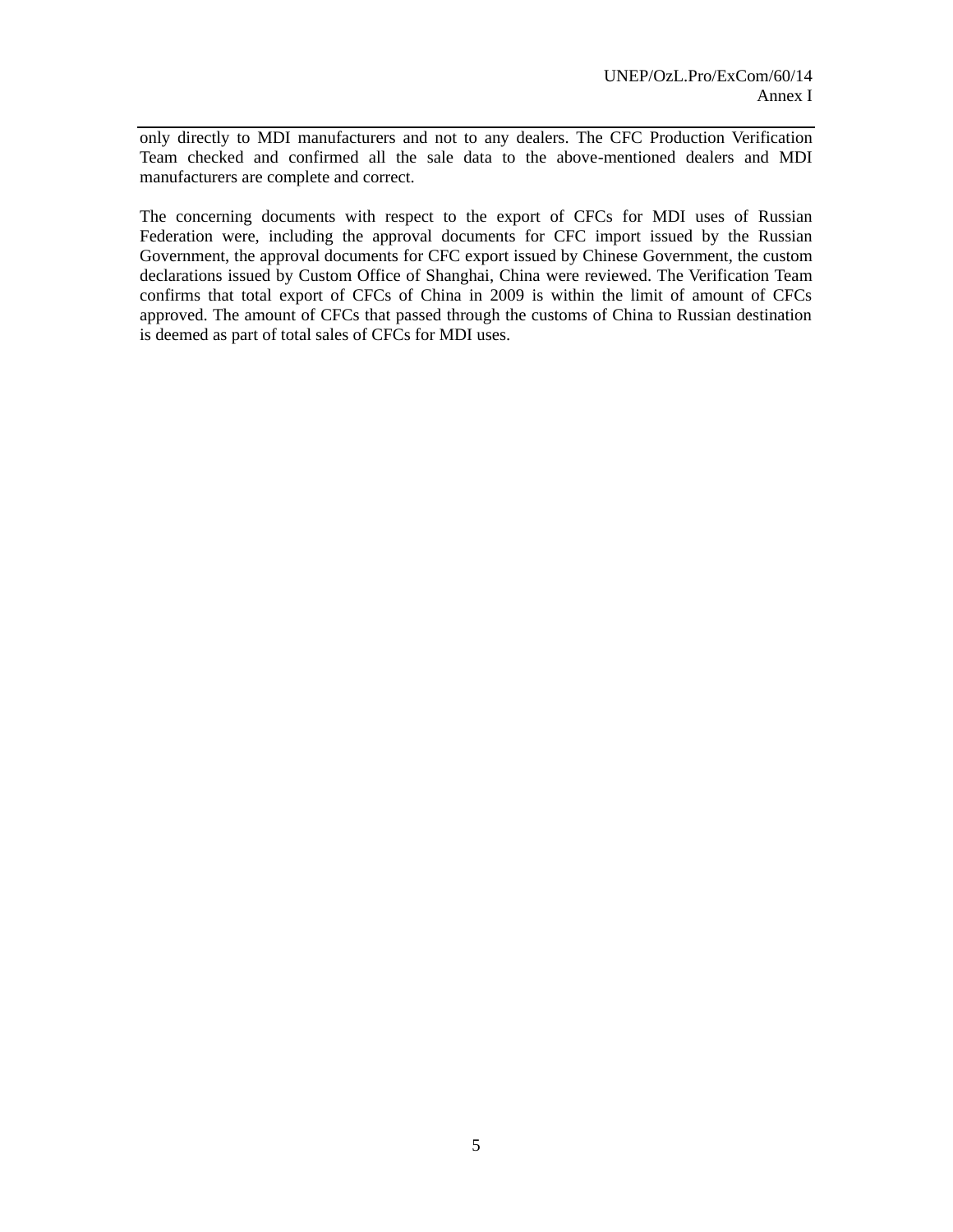only directly to MDI manufacturers and not to any dealers. The CFC Production Verification Team checked and confirmed all the sale data to the above-mentioned dealers and MDI manufacturers are complete and correct.

The concerning documents with respect to the export of CFCs for MDI uses of Russian Federation were, including the approval documents for CFC import issued by the Russian Government, the approval documents for CFC export issued by Chinese Government, the custom declarations issued by Custom Office of Shanghai, China were reviewed. The Verification Team confirms that total export of CFCs of China in 2009 is within the limit of amount of CFCs approved. The amount of CFCs that passed through the customs of China to Russian destination is deemed as part of total sales of CFCs for MDI uses.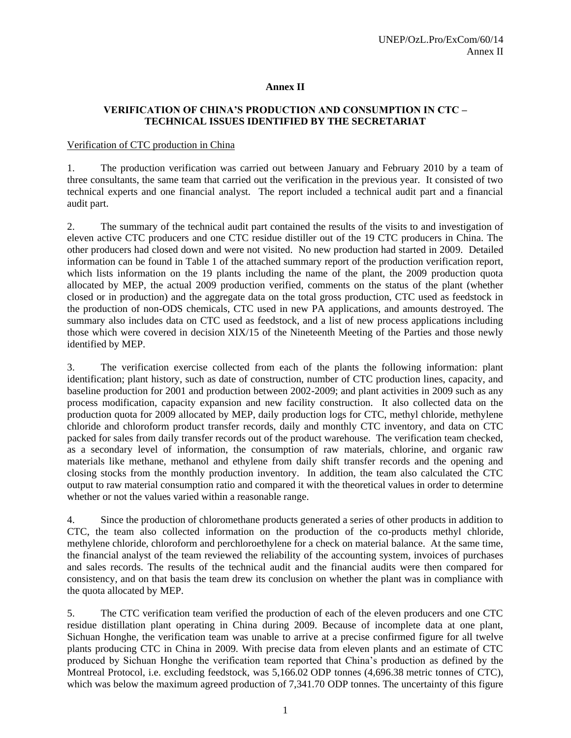# Annex II

## VERIFICATION OF CHINA'S PRODUCTION AND CONSUMPTION IN CTC – TECHNICAL ISSUES IDENTIFIED BY THE SECRETARIAT

<u>Verification of CTC production in China</u>

1. The production verification was carried out between January and February 2010 by a team of three consultants, the same team that carried out the verification in the previous year. It consisted of two technical experts and one financial analyst. The report included a technical audit part and a financial audit part.

2. The summary of the technical audit part contained the results of the visits to and investigation of eleven active CTC producers and one CTC residue distiller out of the 19 CTC producers in China. The other producers had closed down and were not visited. No new production had started in 2009. Detailed information can be found in Table 1 of the attached summary report of the production verification report, which lists information on the 19 plants including the name of the plant, the 2009 production quota allocated by MEP, the actual 2009 production verified, comments on the status of the plant (whether closed or in production) and the aggregate data on the total gross production, CTC used as feedstock in the production of non-ODS chemicals, CTC used in new PA applications, and amounts destroyed. The summary also includes data on CTC used as feedstock, and a list of new process applications including those which were covered in decision XIX/15 of the Nineteenth Meeting of the Parties and those newly identified by MEP.

3. The verification exercise collected from each of the plants the following information: plant identification; plant history, such as date of construction, number of CTC production lines, capacity, and baseline production for 2001 and production between 2002-2009; and plant activities in 2009 such as any process modification, capacity expansion and new facility construction. It also collected data on the production quota for 2009 allocated by MEP, daily production logs for CTC, methyl chloride, methylene chloride and chloroform product transfer records, daily and monthly CTC inventory, and data on CTC packed for sales from daily transfer records out of the product warehouse. The verification team checked, as a secondary level of information, the consumption of raw materials, chlorine, and organic raw materials like methane, methanol and ethylene from daily shift transfer records and the opening and closing stocks from the monthly production inventory. In addition, the team also calculated the CTC output to raw material consumption ratio and compared it with the theoretical values in order to determine whether or not the values varied within a reasonable range.

4. Since the production of chloromethane products generated a series of other products in addition to CTC, the team also collected information on the production of the co-products methyl chloride, methylene chloride, chloroform and perchloroethylene for a check on material balance. At the same time, the financial analyst of the team reviewed the reliability of the accounting system, invoices of purchases and sales records. The results of the technical audit and the financial audits were then compared for consistency, and on that basis the team drew its conclusion on whether the plant was in compliance with the quota allocated by MEP.

5. The CTC verification team verified the production of each of the eleven producers and one CTC residue distillation plant operating in China during 2009. Because of incomplete data at one plant, Sichuan Honghe, the verification team was unable to arrive at a precise confirmed figure for all twelve plants producing CTC in China in 2009. With precise data from eleven plants and an estimate of CTC produced by Sichuan Honghe the verification team reported that China's production as defined by the Montreal Protocol, i.e. excluding feedstock, was 5,166.02 ODP tonnes (4,696.38 metric tonnes of CTC), which was below the maximum agreed production of 7,341.70 ODP tonnes. The uncertainty of this figure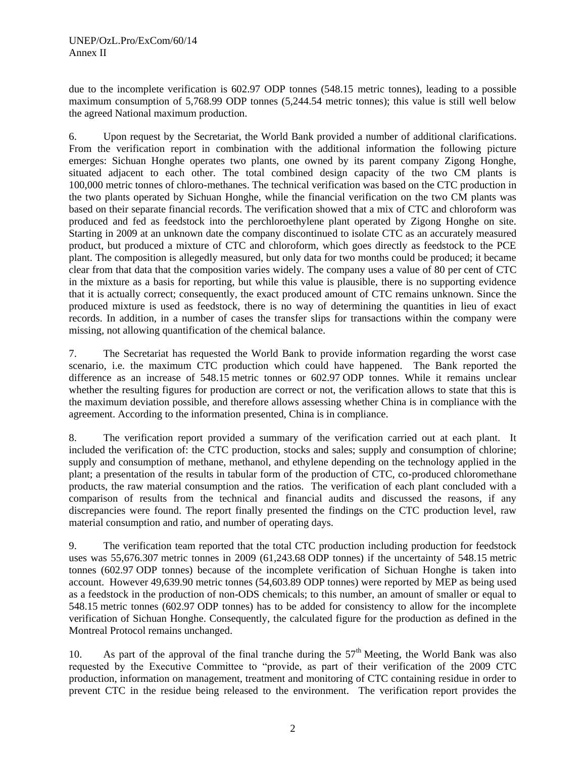due to the incomplete verification is 602.97 ODP tonnes (548.15 metric tonnes), leading to a possible maximum consumption of 5,768.99 ODP tonnes (5,244.54 metric tonnes); this value is still well below the agreed National maximum production.

6. Upon request by the Secretariat, the World Bank provided a number of additional clarifications. From the verification report in combination with the additional information the following picture emerges: Sichuan Honghe operates two plants, one owned by its parent company Zigong Honghe, situated adjacent to each other. The total combined design capacity of the two CM plants is 100,000 metric tonnes of chloro-methanes. The technical verification was based on the CTC production in the two plants operated by Sichuan Honghe, while the financial verification on the two CM plants was based on their separate financial records. The verification showed that a mix of CTC and chloroform was produced and fed as feedstock into the perchloroethylene plant operated by Zigong Honghe on site. Starting in 2009 at an unknown date the company discontinued to isolate CTC as an accurately measured product, but produced a mixture of CTC and chloroform, which goes directly as feedstock to the PCE plant. The composition is allegedly measured, but only data for two months could be produced; it became clear from that data that the composition varies widely. The company uses a value of 80 per cent of CTC in the mixture as a basis for reporting, but while this value is plausible, there is no supporting evidence that it is actually correct; consequently, the exact produced amount of CTC remains unknown. Since the produced mixture is used as feedstock, there is no way of determining the quantities in lieu of exact records. In addition, in a number of cases the transfer slips for transactions within the company were missing, not allowing quantification of the chemical balance.

7. The Secretariat has requested the World Bank to provide information regarding the worst case scenario, i.e. the maximum CTC production which could have happened. The Bank reported the difference as an increase of 548.15 metric tonnes or 602.97 ODP tonnes. While it remains unclear whether the resulting figures for production are correct or not, the verification allows to state that this is the maximum deviation possible, and therefore allows assessing whether China is in compliance with the agreement. According to the information presented, China is in compliance.

8. The verification report provided a summary of the verification carried out at each plant. It included the verification of: the CTC production, stocks and sales; supply and consumption of chlorine; supply and consumption of methane, methanol, and ethylene depending on the technology applied in the plant; a presentation of the results in tabular form of the production of CTC, co-produced chloromethane products, the raw material consumption and the ratios. The verification of each plant concluded with a comparison of results from the technical and financial audits and discussed the reasons, if any discrepancies were found. The report finally presented the findings on the CTC production level, raw material consumption and ratio, and number of operating days.

9. The verification team reported that the total CTC production including production for feedstock uses was 55,676.307 metric tonnes in 2009 (61,243.68 ODP tonnes) if the uncertainty of 548.15 metric tonnes (602.97 ODP tonnes) because of the incomplete verification of Sichuan Honghe is taken into account. However 49,639.90 metric tonnes (54,603.89 ODP tonnes) were reported by MEP as being used as a feedstock in the production of non-ODS chemicals; to this number, an amount of smaller or equal to 548.15 metric tonnes (602.97 ODP tonnes) has to be added for consistency to allow for the incomplete verification of Sichuan Honghe. Consequently, the calculated figure for the production as defined in the Montreal Protocol remains unchanged.

10. As part of the approval of the final tranche during the 57th Meeting, the World Bank was also requested by the Executive Committee to "provide, as part of their verification of the 2009 CTC production, information on management, treatment and monitoring of CTC containing residue in order to prevent CTC in the residue being released to the environment. The verification report provides the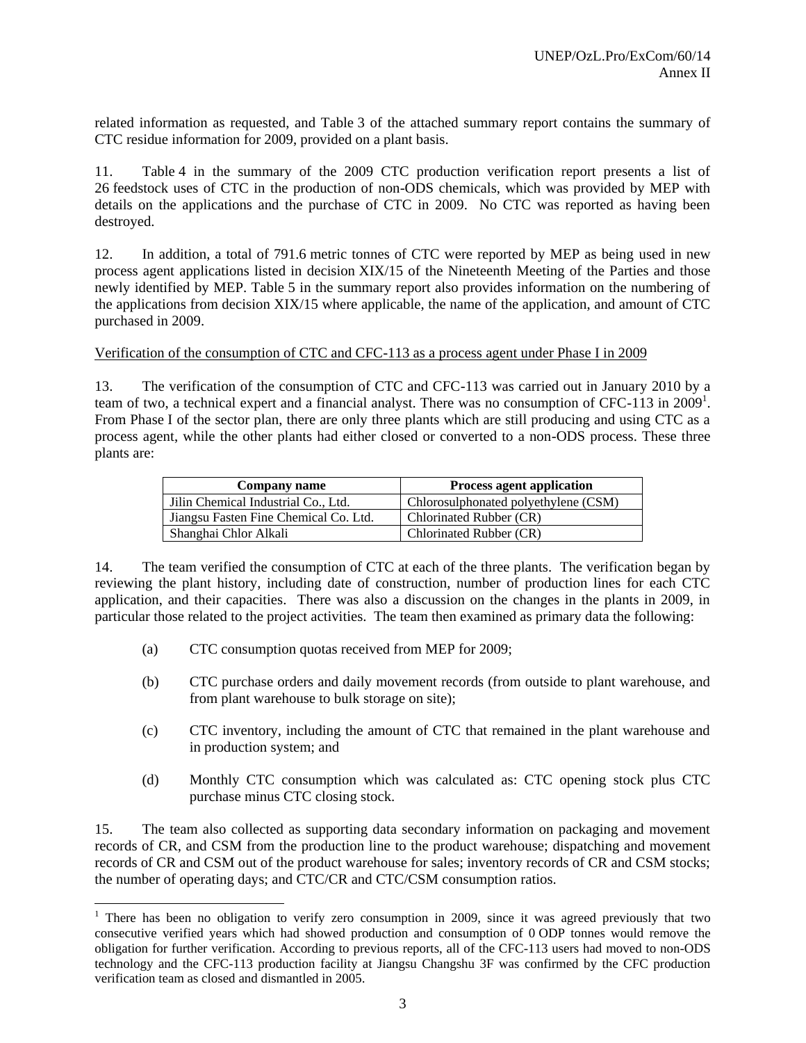related information as requested, and Table 3 of the attached summary report contains the summary of CTC residue information for 2009, provided on a plant basis.

11. Table 4 in the summary of the 2009 CTC production verification report presents a list of 26 feedstock uses of CTC in the production of non-ODS chemicals, which was provided by MEP with details on the applications and the purchase of CTC in 2009. No CTC was reported as having been destroyed.

12. In addition, a total of 791.6 metric tonnes of CTC were reported by MEP as being used in new process agent applications listed in decision XIX/15 of the Nineteenth Meeting of the Parties and those newly identified by MEP. Table 5 in the summary report also provides information on the numbering of the applications from decision XIX/15 where applicable, the name of the application, and amount of CTC purchased in 2009.

<u>Verification of the consumption of CTC and CFC-113 as a process agent under Phase I in 2009</u>

13. The verification of the consumption of CTC and CFC-113 was carried out in January 2010 by a team of two, a technical expert and a financial analyst. There was no consumption of CFC-113 in 2009[1]. From Phase I of the sector plan, there are only three plants which are still producing and using CTC as a process agent, while the other plants had either closed or converted to a non-ODS process. These three plants are:

| Company name | Process agent application |
|---|---|
| Jilin Chemical Industrial Co., Ltd. | Chlorosulphonated polyethylene (CSM) |
| Jiangsu Fasten Fine Chemical Co. Ltd. | Chlorinated Rubber (CR) |
| Shanghai Chlor Alkali | Chlorinated Rubber (CR) |

14. The team verified the consumption of CTC at each of the three plants. The verification began by reviewing the plant history, including date of construction, number of production lines for each CTC application, and their capacities. There was also a discussion on the changes in the plants in 2009, in particular those related to the project activities. The team then examined as primary data the following:

(a) CTC consumption quotas received from MEP for 2009;

(b) CTC purchase orders and daily movement records (from outside to plant warehouse, and from plant warehouse to bulk storage on site);

(c) CTC inventory, including the amount of CTC that remained in the plant warehouse and in production system; and

(d) Monthly CTC consumption which was calculated as: CTC opening stock plus CTC purchase minus CTC closing stock.

15. The team also collected as supporting data secondary information on packaging and movement records of CR, and CSM from the production line to the product warehouse; dispatching and movement records of CR and CSM out of the product warehouse for sales; inventory records of CR and CSM stocks; the number of operating days; and CTC/CR and CTC/CSM consumption ratios.

---

[1] There has been no obligation to verify zero consumption in 2009, since it was agreed previously that two consecutive verified years which had showed production and consumption of 0 ODP tonnes would remove the obligation for further verification. According to previous reports, all of the CFC-113 users had moved to non-ODS technology and the CFC-113 production facility at Jiangsu Changshu 3F was confirmed by the CFC production verification team as closed and dismantled in 2005.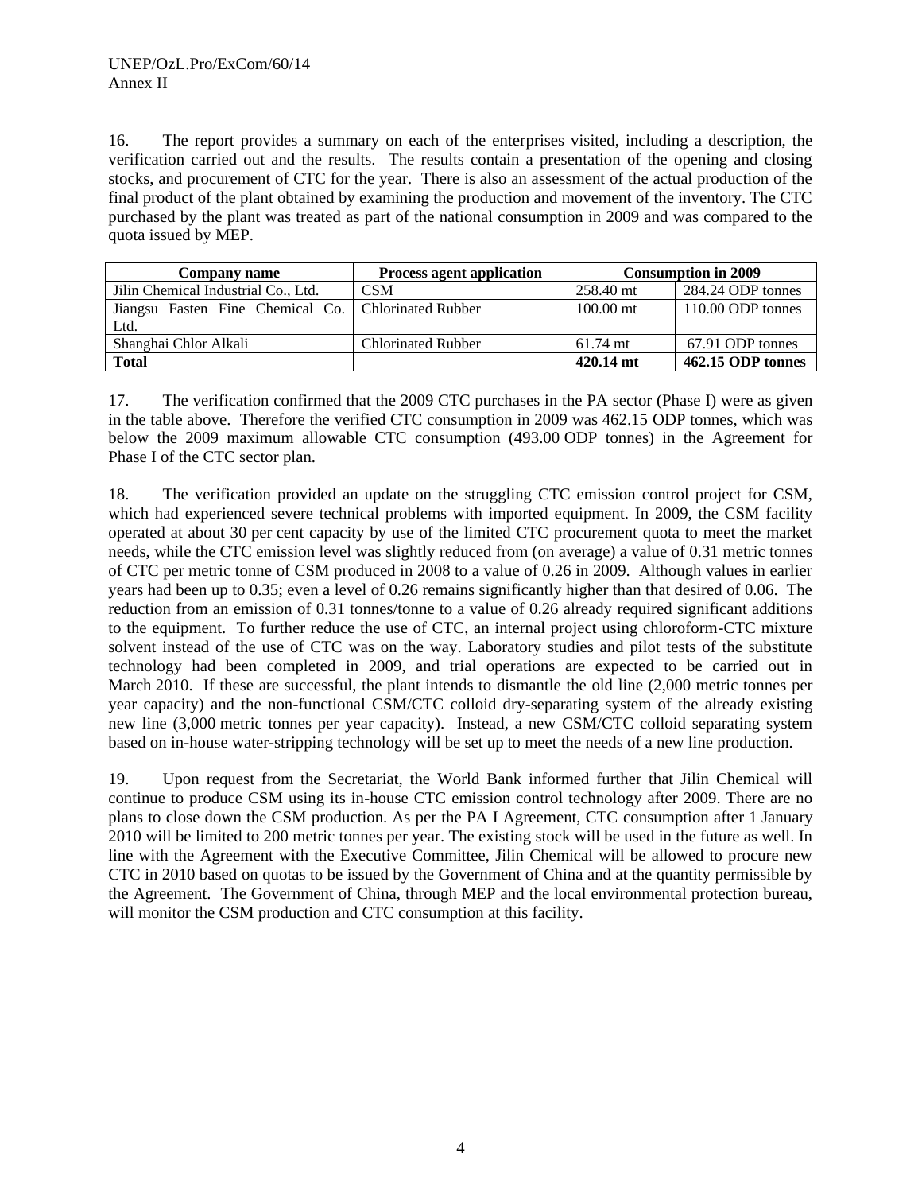16. The report provides a summary on each of the enterprises visited, including a description, the verification carried out and the results. The results contain a presentation of the opening and closing stocks, and procurement of CTC for the year. There is also an assessment of the actual production of the final product of the plant obtained by examining the production and movement of the inventory. The CTC purchased by the plant was treated as part of the national consumption in 2009 and was compared to the quota issued by MEP.

| Company name | Process agent application | Consumption in 2009 | |
|---|---|---|---|
| Jilin Chemical Industrial Co., Ltd. | CSM | 258.40 mt | 284.24 ODP tonnes |
| Jiangsu Fasten Fine Chemical Co. Ltd. | Chlorinated Rubber | 100.00 mt | 110.00 ODP tonnes |
| Shanghai Chlor Alkali | Chlorinated Rubber | 61.74 mt | 67.91 ODP tonnes |
| **Total** | | **420.14 mt** | **462.15 ODP tonnes** |

17. The verification confirmed that the 2009 CTC purchases in the PA sector (Phase I) were as given in the table above. Therefore the verified CTC consumption in 2009 was 462.15 ODP tonnes, which was below the 2009 maximum allowable CTC consumption (493.00 ODP tonnes) in the Agreement for Phase I of the CTC sector plan.

18. The verification provided an update on the struggling CTC emission control project for CSM, which had experienced severe technical problems with imported equipment. In 2009, the CSM facility operated at about 30 per cent capacity by use of the limited CTC procurement quota to meet the market needs, while the CTC emission level was slightly reduced from (on average) a value of 0.31 metric tonnes of CTC per metric tonne of CSM produced in 2008 to a value of 0.26 in 2009. Although values in earlier years had been up to 0.35; even a level of 0.26 remains significantly higher than that desired of 0.06. The reduction from an emission of 0.31 tonnes/tonne to a value of 0.26 already required significant additions to the equipment. To further reduce the use of CTC, an internal project using chloroform-CTC mixture solvent instead of the use of CTC was on the way. Laboratory studies and pilot tests of the substitute technology had been completed in 2009, and trial operations are expected to be carried out in March 2010. If these are successful, the plant intends to dismantle the old line (2,000 metric tonnes per year capacity) and the non-functional CSM/CTC colloid dry-separating system of the already existing new line (3,000 metric tonnes per year capacity). Instead, a new CSM/CTC colloid separating system based on in-house water-stripping technology will be set up to meet the needs of a new line production.

19. Upon request from the Secretariat, the World Bank informed further that Jilin Chemical will continue to produce CSM using its in-house CTC emission control technology after 2009. There are no plans to close down the CSM production. As per the PA I Agreement, CTC consumption after 1 January 2010 will be limited to 200 metric tonnes per year. The existing stock will be used in the future as well. In line with the Agreement with the Executive Committee, Jilin Chemical will be allowed to procure new CTC in 2010 based on quotas to be issued by the Government of China and at the quantity permissible by the Agreement. The Government of China, through MEP and the local environmental protection bureau, will monitor the CSM production and CTC consumption at this facility.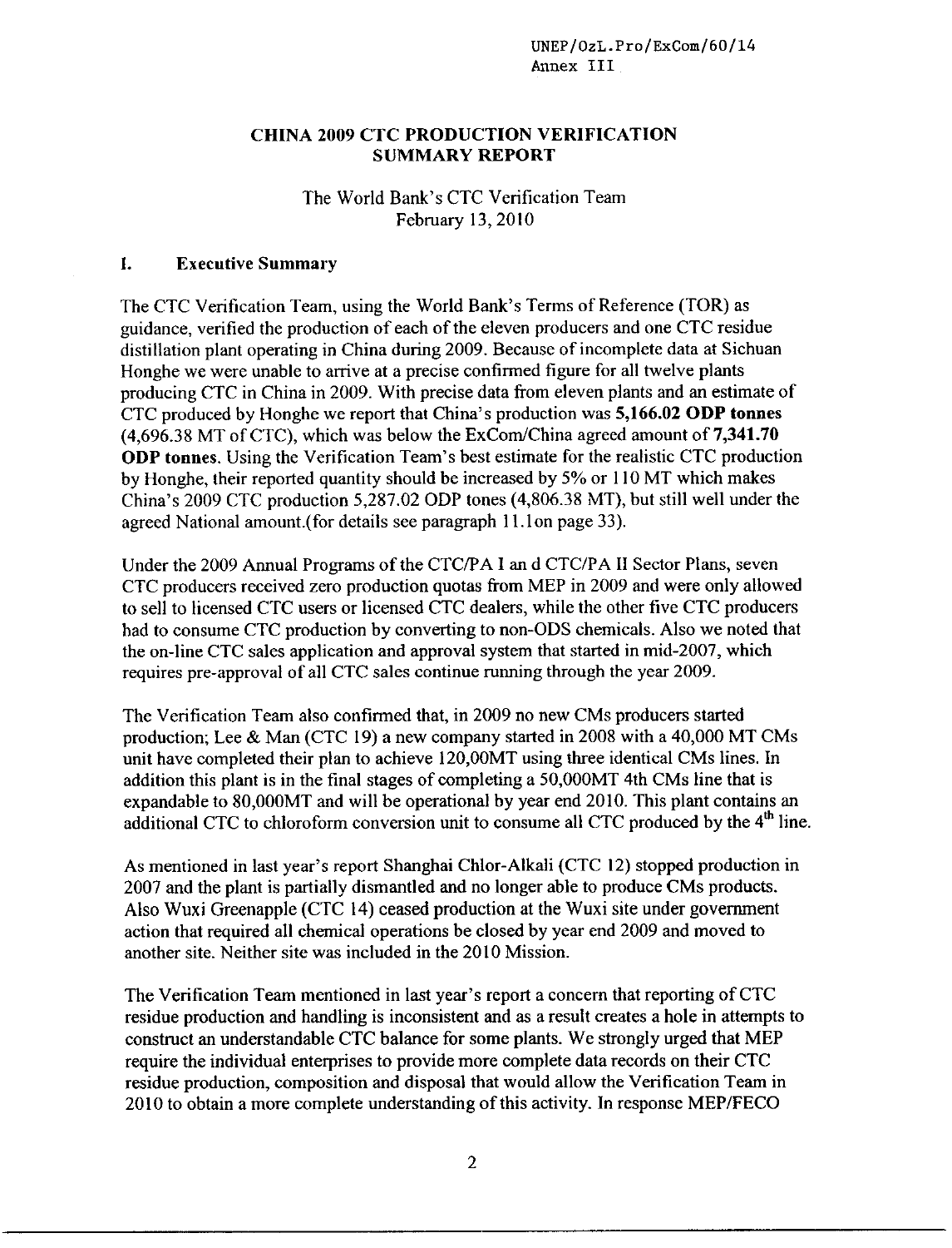## CHINA 2009 CTC PRODUCTION VERIFICATION SUMMARY REPORT

The World Bank's CTC Verification Team
February 13, 2010

### I. Executive Summary

The CTC Verification Team, using the World Bank's Terms of Reference (TOR) as guidance, verified the production of each of the eleven producers and one CTC residue distillation plant operating in China during 2009. Because of incomplete data at Sichuan Honghe we were unable to arrive at a precise confirmed figure for all twelve plants producing CTC in China in 2009. With precise data from eleven plants and an estimate of CTC produced by Honghe we report that China's production was **5,166.02 ODP tonnes** (4,696.38 MT of CTC), which was below the ExCom/China agreed amount of **7,341.70 ODP tonnes**. Using the Verification Team's best estimate for the realistic CTC production by Honghe, their reported quantity should be increased by 5% or 110 MT which makes China's 2009 CTC production 5,287.02 ODP tones (4,806.38 MT), but still well under the agreed National amount.(for details see paragraph 11.1on page 33).

Under the 2009 Annual Programs of the CTC/PA I an d CTC/PA II Sector Plans, seven CTC producers received zero production quotas from MEP in 2009 and were only allowed to sell to licensed CTC users or licensed CTC dealers, while the other five CTC producers had to consume CTC production by converting to non-ODS chemicals. Also we noted that the on-line CTC sales application and approval system that started in mid-2007, which requires pre-approval of all CTC sales continue running through the year 2009.

The Verification Team also confirmed that, in 2009 no new CMs producers started production; Lee & Man (CTC 19) a new company started in 2008 with a 40,000 MT CMs unit have completed their plan to achieve 120,00MT using three identical CMs lines. In addition this plant is in the final stages of completing a 50,000MT 4th CMs line that is expandable to 80,000MT and will be operational by year end 2010. This plant contains an additional CTC to chloroform conversion unit to consume all CTC produced by the 4th line.

As mentioned in last year's report Shanghai Chlor-Alkali (CTC 12) stopped production in 2007 and the plant is partially dismantled and no longer able to produce CMs products. Also Wuxi Greenapple (CTC 14) ceased production at the Wuxi site under government action that required all chemical operations be closed by year end 2009 and moved to another site. Neither site was included in the 2010 Mission.

The Verification Team mentioned in last year's report a concern that reporting of CTC residue production and handling is inconsistent and as a result creates a hole in attempts to construct an understandable CTC balance for some plants. We strongly urged that MEP require the individual enterprises to provide more complete data records on their CTC residue production, composition and disposal that would allow the Verification Team in 2010 to obtain a more complete understanding of this activity. In response MEP/FECO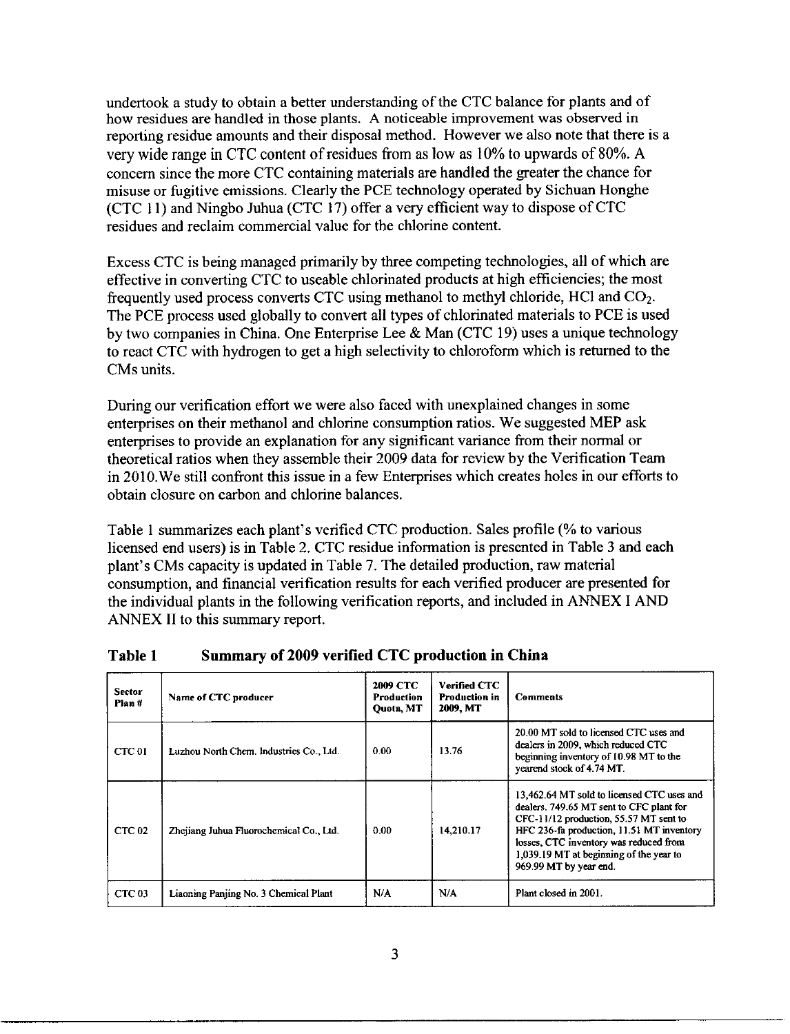undertook a study to obtain a better understanding of the CTC balance for plants and of how residues are handled in those plants. A noticeable improvement was observed in reporting residue amounts and their disposal method. However we also note that there is a very wide range in CTC content of residues from as low as 10% to upwards of 80%. A concern since the more CTC containing materials are handled the greater the chance for misuse or fugitive emissions. Clearly the PCE technology operated by Sichuan Honghe (CTC 11) and Ningbo Juhua (CTC 17) offer a very efficient way to dispose of CTC residues and reclaim commercial value for the chlorine content.

Excess CTC is being managed primarily by three competing technologies, all of which are effective in converting CTC to useable chlorinated products at high efficiencies; the most frequently used process converts CTC using methanol to methyl chloride, HCl and $CO_2$. The PCE process used globally to convert all types of chlorinated materials to PCE is used by two companies in China. One Enterprise Lee & Man (CTC 19) uses a unique technology to react CTC with hydrogen to get a high selectivity to chloroform which is returned to the CMs units.

During our verification effort we were also faced with unexplained changes in some enterprises on their methanol and chlorine consumption ratios. We suggested MEP ask enterprises to provide an explanation for any significant variance from their normal or theoretical ratios when they assemble their 2009 data for review by the Verification Team in 2010.We still confront this issue in a few Enterprises which creates holes in our efforts to obtain closure on carbon and chlorine balances.

Table 1 summarizes each plant's verified CTC production. Sales profile (% to various licensed end users) is in Table 2. CTC residue information is presented in Table 3 and each plant's CMs capacity is updated in Table 7. The detailed production, raw material consumption, and financial verification results for each verified producer are presented for the individual plants in the following verification reports, and included in ANNEX I AND ANNEX II to this summary report.

**Table 1 Summary of 2009 verified CTC production in China**

| Sector Plan # | Name of CTC producer | 2009 CTC Production Quota, MT | Verified CTC Production in 2009, MT | Comments |
|---|---|---|---|---|
| CTC 01 | Luzhou North Chem. Industries Co., Ltd. | 0.00 | 13.76 | 20.00 MT sold to licensed CTC uses and dealers in 2009, which reduced CTC beginning inventory of 10.98 MT to the yearend stock of 4.74 MT. |
| CTC 02 | Zhejiang Juhua Fluorochemical Co., Ltd. | 0.00 | 14,210.17 | 13,462.64 MT sold to licensed CTC uses and dealers. 749.65 MT sent to CFC plant for CFC-11/12 production, 55.57 MT sent to HFC 236-fa production, 11.51 MT inventory losses, CTC inventory was reduced from 1,039.19 MT at beginning of the year to 969.99 MT by year end. |
| CTC 03 | Liaoning Panjing No. 3 Chemical Plant | N/A | N/A | Plant closed in 2001. |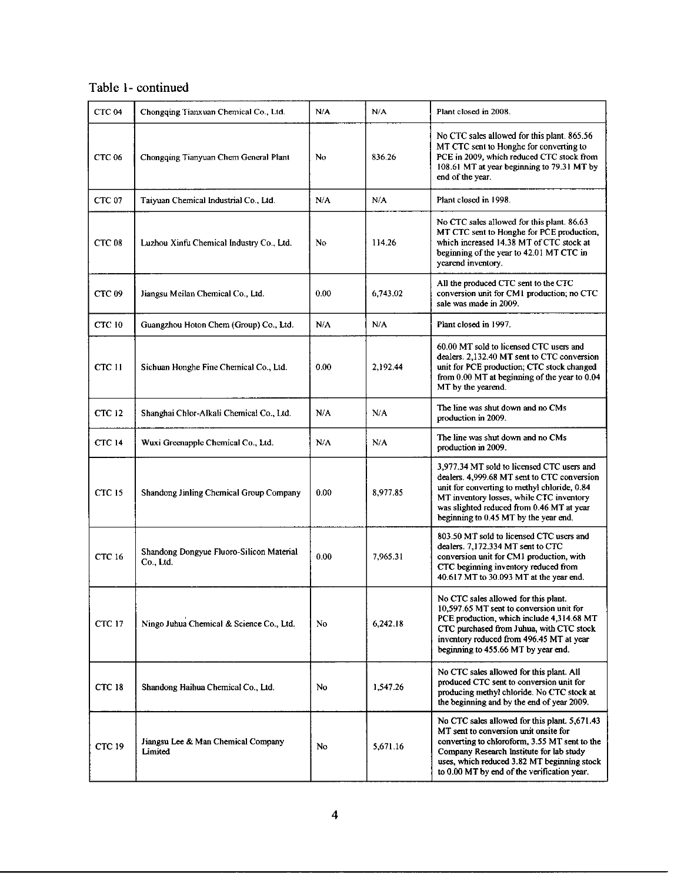Table 1- continued

| | | | | |
|---|---|---|---|---|
| CTC 04 | Chongqing Tianxuan Chemical Co., Ltd. | N/A | N/A | Plant closed in 2008. |
| CTC 06 | Chongqing Tianyuan Chem General Plant | No | 836.26 | No CTC sales allowed for this plant. 865.56 MT CTC sent to Honghe for converting to PCE in 2009, which reduced CTC stock from 108.61 MT at year beginning to 79.31 MT by end of the year. |
| CTC 07 | Taiyuan Chemical Industrial Co., Ltd. | N/A | N/A | Plant closed in 1998. |
| CTC 08 | Luzhou Xinfu Chemical Industry Co., Ltd. | No | 114.26 | No CTC sales allowed for this plant. 86.63 MT CTC sent to Honghe for PCE production, which increased 14.38 MT of CTC stock at beginning of the year to 42.01 MT CTC in yearend inventory. |
| CTC 09 | Jiangsu Meilan Chemical Co., Ltd. | 0.00 | 6,743.02 | All the produced CTC sent to the CTC conversion unit for CM1 production; no CTC sale was made in 2009. |
| CTC 10 | Guangzhou Hoton Chem (Group) Co., Ltd. | N/A | N/A | Plant closed in 1997. |
| CTC 11 | Sichuan Honghe Fine Chemical Co., Ltd. | 0.00 | 2,192.44 | 60.00 MT sold to licensed CTC users and dealers. 2,132.40 MT sent to CTC conversion unit for PCE production; CTC stock changed from 0.00 MT at beginning of the year to 0.04 MT by the yearend. |
| CTC 12 | Shanghai Chlor-Alkali Chemical Co., Ltd. | N/A | N/A | The line was shut down and no CMs production in 2009. |
| CTC 14 | Wuxi Greenapple Chemical Co., Ltd. | N/A | N/A | The line was shut down and no CMs production in 2009. |
| CTC 15 | Shandong Jinling Chemical Group Company | 0.00 | 8,977.85 | 3,977.34 MT sold to licensed CTC users and dealers. 4,999.68 MT sent to CTC conversion unit for converting to methyl chloride, 0.84 MT inventory losses, while CTC inventory was slighted reduced from 0.46 MT at year beginning to 0.45 MT by the year end. |
| CTC 16 | Shandong Dongyue Fluoro-Silicon Material Co., Ltd. | 0.00 | 7,965.31 | 803.50 MT sold to licensed CTC users and dealers. 7,172.334 MT sent to CTC conversion unit for CM1 production, with CTC beginning inventory reduced from 40.617 MT to 30.093 MT at the year end. |
| CTC 17 | Ningo Juhua Chemical & Science Co., Ltd. | No | 6,242.18 | No CTC sales allowed for this plant. 10,597.65 MT sent to conversion unit for PCE production, which include 4,314.68 MT CTC purchased from Juhua, with CTC stock inventory reduced from 496.45 MT at year beginning to 455.66 MT by year end. |
| CTC 18 | Shandong Haihua Chemical Co., Ltd. | No | 1,547.26 | No CTC sales allowed for this plant. All produced CTC sent to conversion unit for producing methyl chloride. No CTC stock at the beginning and by the end of year 2009. |
| CTC 19 | Jiangsu Lee & Man Chemical Company Limited | No | 5,671.16 | No CTC sales allowed for this plant. 5,671.43 MT sent to conversion unit onsite for converting to chloroform, 3.55 MT sent to the Company Research Institute for lab study uses, which reduced 3.82 MT beginning stock to 0.00 MT by end of the verification year. |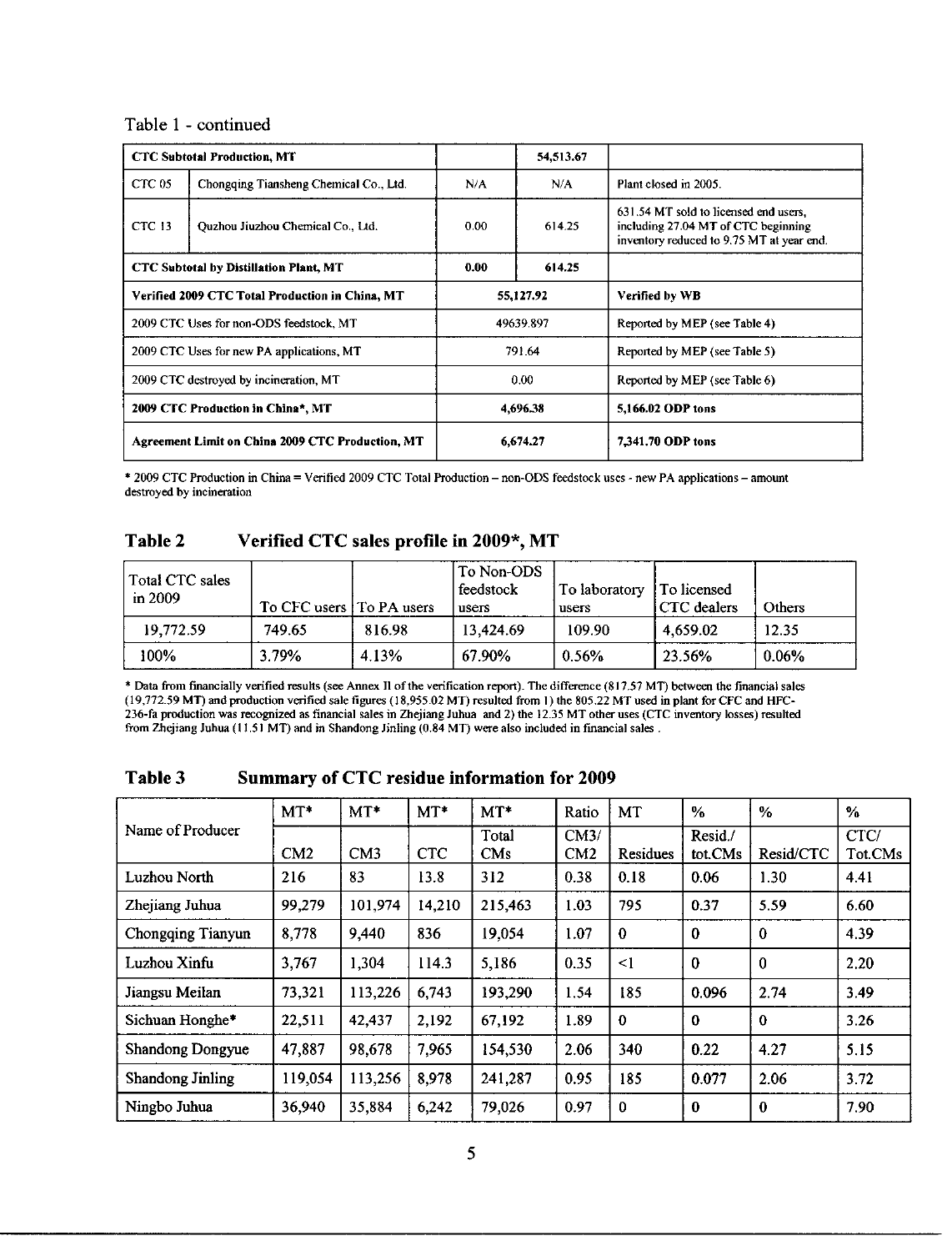Table 1 - continued

| **CTC Subtotal Production, MT** | | | **54,513.67** | |
|---|---|---|---|---|
| CTC 05 | Chongqing Tiansheng Chemical Co., Ltd. | N/A | N/A | Plant closed in 2005. |
| CTC 13 | Quzhou Jiuzhou Chemical Co., Ltd. | 0.00 | 614.25 | 631.54 MT sold to licensed end users, including 27.04 MT of CTC beginning inventory reduced to 9.75 MT at year end. |
| **CTC Subtotal by Distillation Plant, MT** | | **0.00** | **614.25** | |
| **Verified 2009 CTC Total Production in China, MT** | | **55,127.92** | | **Verified by WB** |
| 2009 CTC Uses for non-ODS feedstock, MT | | 49639.897 | | Reported by MEP (see Table 4) |
| 2009 CTC Uses for new PA applications, MT | | 791.64 | | Reported by MEP (see Table 5) |
| 2009 CTC destroyed by incineration, MT | | 0.00 | | Reported by MEP (see Table 6) |
| **2009 CTC Production in China\*, MT** | | **4,696.38** | | **5,166.02 ODP tons** |
| **Agreement Limit on China 2009 CTC Production, MT** | | **6,674.27** | | **7,341.70 ODP tons** |

\* 2009 CTC Production in China = Verified 2009 CTC Total Production – non-ODS feedstock uses - new PA applications – amount destroyed by incineration

## Table 2 Verified CTC sales profile in 2009*, MT

| Total CTC sales in 2009 | To CFC users | To PA users | To Non-ODS feedstock users | To laboratory users | To licensed CTC dealers | Others |
|---|---|---|---|---|---|---|
| 19,772.59 | 749.65 | 816.98 | 13,424.69 | 109.90 | 4,659.02 | 12.35 |
| 100% | 3.79% | 4.13% | 67.90% | 0.56% | 23.56% | 0.06% |

\* Data from financially verified results (see Annex II of the verification report). The difference (817.57 MT) between the financial sales (19,772.59 MT) and production verified sale figures (18,955.02 MT) resulted from 1) the 805.22 MT used in plant for CFC and HFC-236-fa production was recognized as financial sales in Zhejiang Juhua and 2) the 12.35 MT other uses (CTC inventory losses) resulted from Zhejiang Juhua (11.51 MT) and in Shandong Jinling (0.84 MT) were also included in financial sales .

## Table 3 Summary of CTC residue information for 2009

| Name of Producer | MT* CM2 | MT* CM3 | MT* CTC | MT* Total CMs | Ratio CM3/ CM2 | MT Residues | % Resid./ tot.CMs | % Resid/CTC | % CTC/ Tot.CMs |
|---|---|---|---|---|---|---|---|---|---|
| Luzhou North | 216 | 83 | 13.8 | 312 | 0.38 | 0.18 | 0.06 | 1.30 | 4.41 |
| Zhejiang Juhua | 99,279 | 101,974 | 14,210 | 215,463 | 1.03 | 795 | 0.37 | 5.59 | 6.60 |
| Chongqing Tianyun | 8,778 | 9,440 | 836 | 19,054 | 1.07 | 0 | 0 | 0 | 4.39 |
| Luzhou Xinfu | 3,767 | 1,304 | 114.3 | 5,186 | 0.35 | <1 | 0 | 0 | 2.20 |
| Jiangsu Meilan | 73,321 | 113,226 | 6,743 | 193,290 | 1.54 | 185 | 0.096 | 2.74 | 3.49 |
| Sichuan Honghe* | 22,511 | 42,437 | 2,192 | 67,192 | 1.89 | 0 | 0 | 0 | 3.26 |
| Shandong Dongyue | 47,887 | 98,678 | 7,965 | 154,530 | 2.06 | 340 | 0.22 | 4.27 | 5.15 |
| Shandong Jinling | 119,054 | 113,256 | 8,978 | 241,287 | 0.95 | 185 | 0.077 | 2.06 | 3.72 |
| Ningbo Juhua | 36,940 | 35,884 | 6,242 | 79,026 | 0.97 | 0 | 0 | 0 | 7.90 |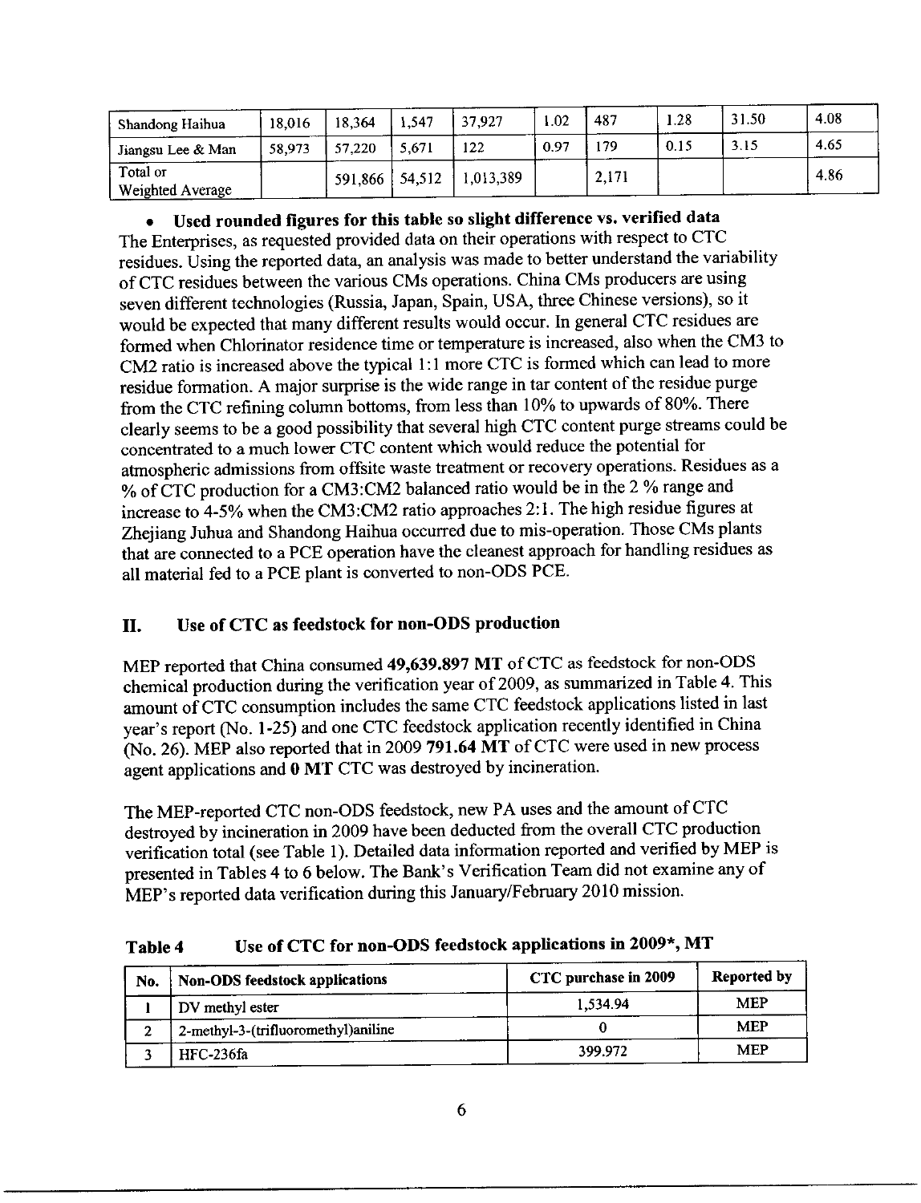| Shandong Haihua | 18,016 | 18,364 | 1,547 | 37,927 | 1.02 | 487 | 1.28 | 31.50 | 4.08 |
|---|---|---|---|---|---|---|---|---|---|
| Jiangsu Lee & Man | 58,973 | 57,220 | 5,671 | 122 | 0.97 | 179 | 0.15 | 3.15 | 4.65 |
| Total or Weighted Average | | 591,866 | 54,512 | 1,013,389 | | 2,171 | | | 4.86 |

- **Used rounded figures for this table so slight difference vs. verified data**

The Enterprises, as requested provided data on their operations with respect to CTC residues. Using the reported data, an analysis was made to better understand the variability of CTC residues between the various CMs operations. China CMs producers are using seven different technologies (Russia, Japan, Spain, USA, three Chinese versions), so it would be expected that many different results would occur. In general CTC residues are formed when Chlorinator residence time or temperature is increased, also when the CM3 to CM2 ratio is increased above the typical 1:1 more CTC is formed which can lead to more residue formation. A major surprise is the wide range in tar content of the residue purge from the CTC refining column bottoms, from less than 10% to upwards of 80%. There clearly seems to be a good possibility that several high CTC content purge streams could be concentrated to a much lower CTC content which would reduce the potential for atmospheric admissions from offsite waste treatment or recovery operations. Residues as a % of CTC production for a CM3:CM2 balanced ratio would be in the 2 % range and increase to 4-5% when the CM3:CM2 ratio approaches 2:1. The high residue figures at Zhejiang Juhua and Shandong Haihua occurred due to mis-operation. Those CMs plants that are connected to a PCE operation have the cleanest approach for handling residues as all material fed to a PCE plant is converted to non-ODS PCE.

## II. Use of CTC as feedstock for non-ODS production

MEP reported that China consumed **49,639.897 MT** of CTC as feedstock for non-ODS chemical production during the verification year of 2009, as summarized in Table 4. This amount of CTC consumption includes the same CTC feedstock applications listed in last year's report (No. 1-25) and one CTC feedstock application recently identified in China (No. 26). MEP also reported that in 2009 **791.64 MT** of CTC were used in new process agent applications and **0 MT** CTC was destroyed by incineration.

The MEP-reported CTC non-ODS feedstock, new PA uses and the amount of CTC destroyed by incineration in 2009 have been deducted from the overall CTC production verification total (see Table 1). Detailed data information reported and verified by MEP is presented in Tables 4 to 6 below. The Bank's Verification Team did not examine any of MEP's reported data verification during this January/February 2010 mission.

**Table 4 Use of CTC for non-ODS feedstock applications in 2009*, MT**

| No. | Non-ODS feedstock applications | CTC purchase in 2009 | Reported by |
|---|---|---|---|
| 1 | DV methyl ester | 1,534.94 | MEP |
| 2 | 2-methyl-3-(trifluoromethyl)aniline | 0 | MEP |
| 3 | HFC-236fa | 399.972 | MEP |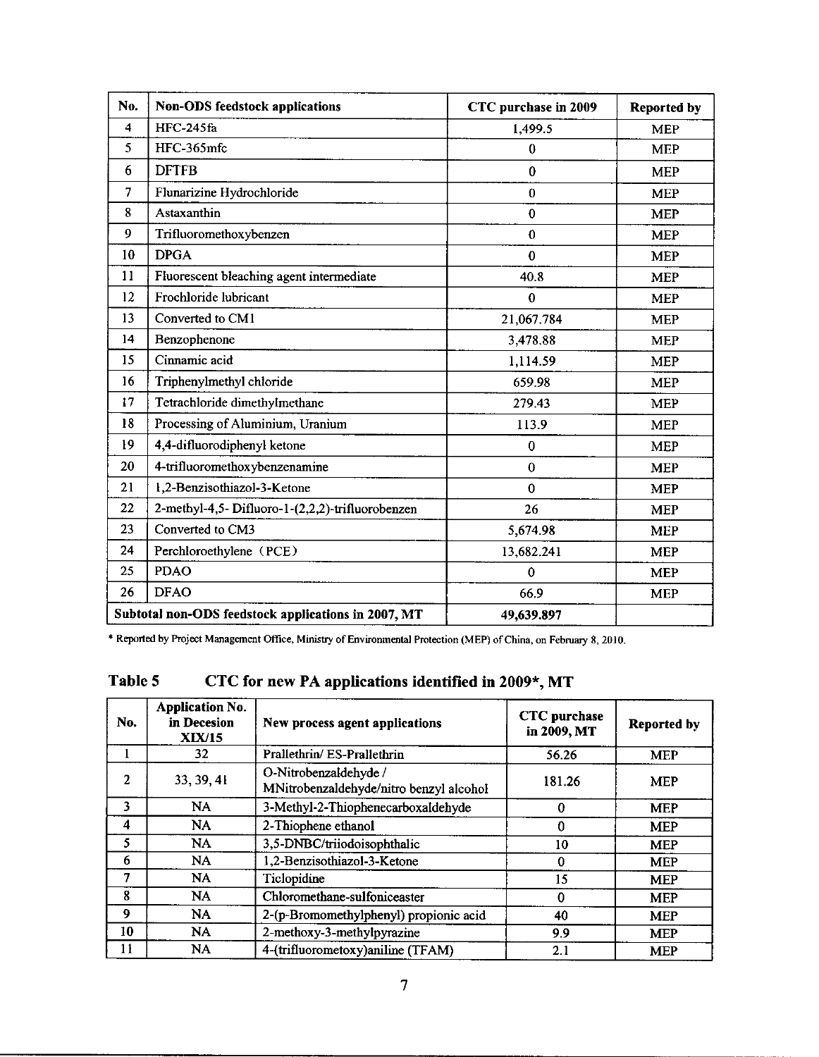| No. | Non-ODS feedstock applications | CTC purchase in 2009 | Reported by |
|---|---|---|---|
| 4 | HFC-245fa | 1,499.5 | MEP |
| 5 | HFC-365mfc | 0 | MEP |
| 6 | DFTFB | 0 | MEP |
| 7 | Flunarizine Hydrochloride | 0 | MEP |
| 8 | Astaxanthin | 0 | MEP |
| 9 | Trifluoromethoxybenzen | 0 | MEP |
| 10 | DPGA | 0 | MEP |
| 11 | Fluorescent bleaching agent intermediate | 40.8 | MEP |
| 12 | Frochloride lubricant | 0 | MEP |
| 13 | Converted to CM1 | 21,067.784 | MEP |
| 14 | Benzophenone | 3,478.88 | MEP |
| 15 | Cinnamic acid | 1,114.59 | MEP |
| 16 | Triphenylmethyl chloride | 659.98 | MEP |
| 17 | Tetrachloride dimethylmethane | 279.43 | MEP |
| 18 | Processing of Aluminium, Uranium | 113.9 | MEP |
| 19 | 4,4-difluorodiphenyl ketone | 0 | MEP |
| 20 | 4-trifluoromethoxybenzenamine | 0 | MEP |
| 21 | 1,2-Benzisothiazol-3-Ketone | 0 | MEP |
| 22 | 2-methyl-4,5- Difluoro-1-(2,2,2)-trifluorobenzen | 26 | MEP |
| 23 | Converted to CM3 | 5,674.98 | MEP |
| 24 | Perchloroethylene (PCE) | 13,682.241 | MEP |
| 25 | PDAO | 0 | MEP |
| 26 | DFAO | 66.9 | MEP |
| Subtotal non-ODS feedstock applications in 2007, MT | | 49,639.897 | |

* Reported by Project Management Office, Ministry of Environmental Protection (MEP) of China, on February 8, 2010.

## Table 5 CTC for new PA applications identified in 2009*, MT

| No. | Application No. in Decesion XIX/15 | New process agent applications | CTC purchase in 2009, MT | Reported by |
|---|---|---|---|---|
| 1 | 32 | Prallethrin/ ES-Prallethrin | 56.26 | MEP |
| 2 | 33, 39, 41 | O-Nitrobenzaldehyde / MNitrobenzaldehyde/nitro benzyl alcohol | 181.26 | MEP |
| 3 | NA | 3-Methyl-2-Thiophenecarboxaldehyde | 0 | MEP |
| 4 | NA | 2-Thiophene ethanol | 0 | MEP |
| 5 | NA | 3,5-DNBC/triiodoisophthalic | 10 | MEP |
| 6 | NA | 1,2-Benzisothiazol-3-Ketone | 0 | MEP |
| 7 | NA | Ticlopidine | 15 | MEP |
| 8 | NA | Chloromethane-sulfoniceaster | 0 | MEP |
| 9 | NA | 2-(p-Bromomethylphenyl) propionic acid | 40 | MEP |
| 10 | NA | 2-methoxy-3-methylpyrazine | 9.9 | MEP |
| 11 | NA | 4-(trifluorometoxy)aniline (TFAM) | 2.1 | MEP |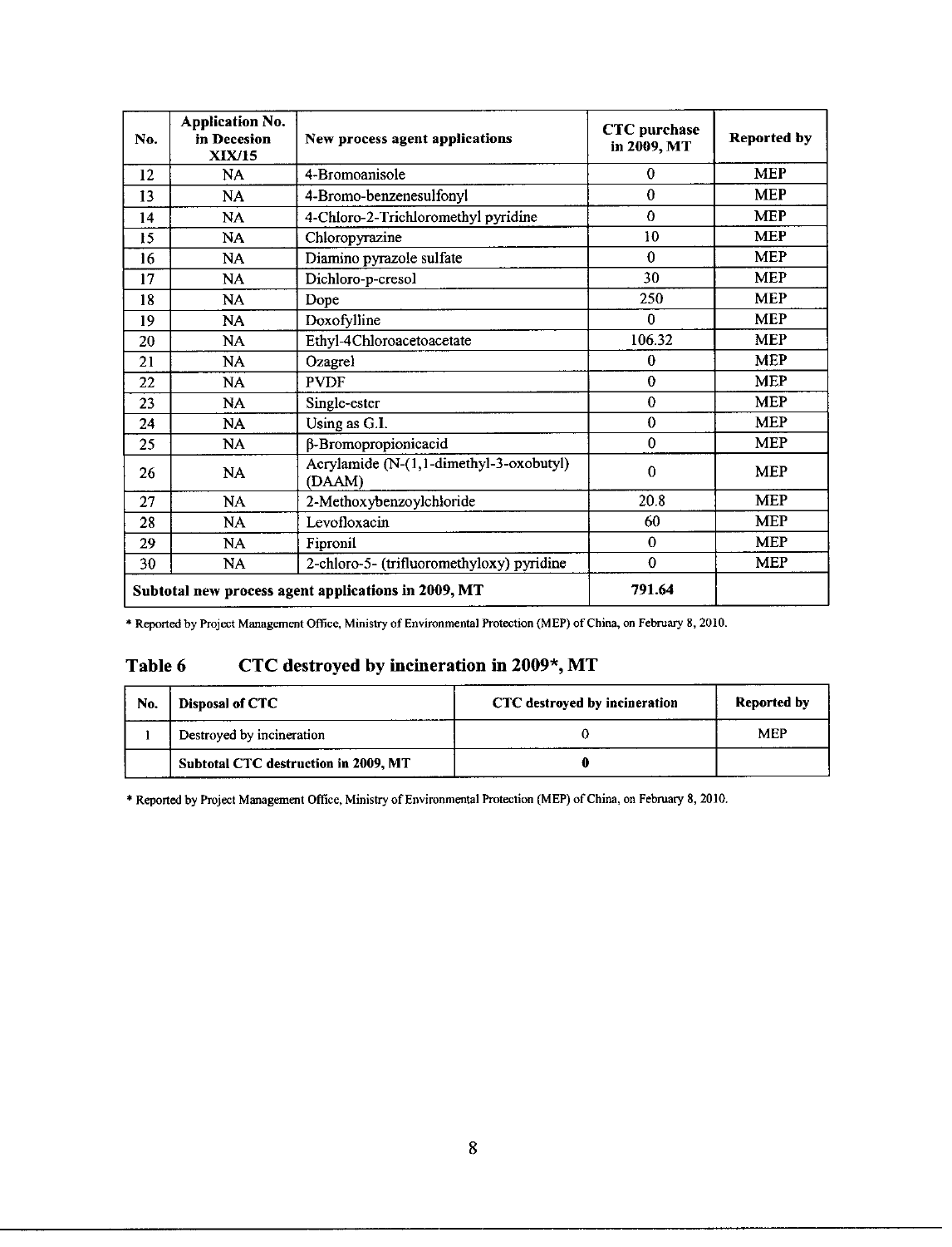| No. | Application No. in Decesion XIX/15 | New process agent applications | CTC purchase in 2009, MT | Reported by |
|---|---|---|---|---|
| 12 | NA | 4-Bromoanisole | 0 | MEP |
| 13 | NA | 4-Bromo-benzenesulfonyl | 0 | MEP |
| 14 | NA | 4-Chloro-2-Trichloromethyl pyridine | 0 | MEP |
| 15 | NA | Chloropyrazine | 10 | MEP |
| 16 | NA | Diamino pyrazole sulfate | 0 | MEP |
| 17 | NA | Dichloro-p-cresol | 30 | MEP |
| 18 | NA | Dope | 250 | MEP |
| 19 | NA | Doxofylline | 0 | MEP |
| 20 | NA | Ethyl-4Chloroacetoacetate | 106.32 | MEP |
| 21 | NA | Ozagrel | 0 | MEP |
| 22 | NA | PVDF | 0 | MEP |
| 23 | NA | Single-ester | 0 | MEP |
| 24 | NA | Using as G.I. | 0 | MEP |
| 25 | NA | β-Bromopropionicacid | 0 | MEP |
| 26 | NA | Acrylamide (N-(1,1-dimethyl-3-oxobutyl) (DAAM) | 0 | MEP |
| 27 | NA | 2-Methoxybenzoylchloride | 20.8 | MEP |
| 28 | NA | Levofloxacin | 60 | MEP |
| 29 | NA | Fipronil | 0 | MEP |
| 30 | NA | 2-chloro-5- (trifluoromethyloxy) pyridine | 0 | MEP |
| **Subtotal new process agent applications in 2009, MT** | | | **791.64** | |

* Reported by Project Management Office, Ministry of Environmental Protection (MEP) of China, on February 8, 2010.

## Table 6 CTC destroyed by incineration in 2009*, MT

| No. | Disposal of CTC | CTC destroyed by incineration | Reported by |
|---|---|---|---|
| 1 | Destroyed by incineration | 0 | MEP |
| | **Subtotal CTC destruction in 2009, MT** | **0** | |

* Reported by Project Management Office, Ministry of Environmental Protection (MEP) of China, on February 8, 2010.